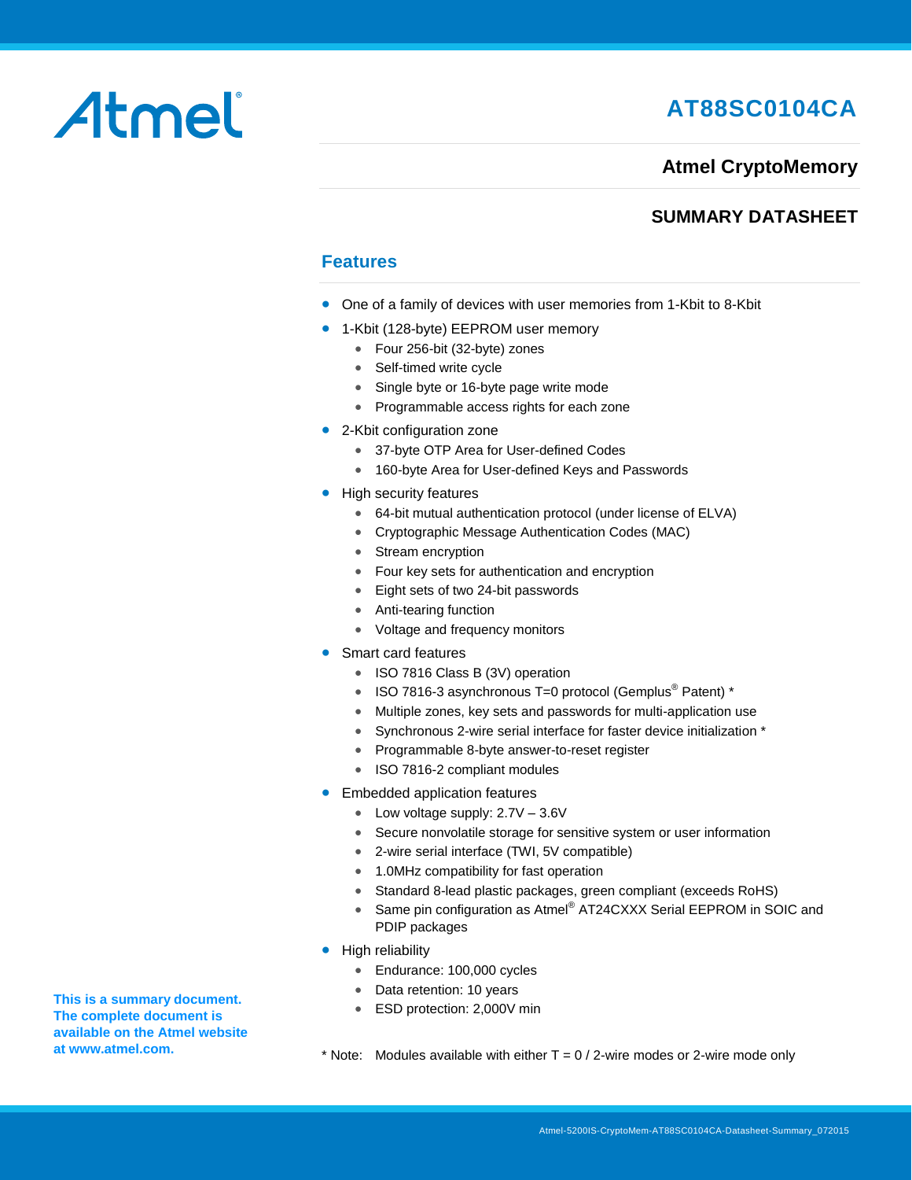Atmel

# AT88SC0104CA

## Atmel CryptoMemory

## SUMMARY DATASHEET

## Features

- One of a family of devices with user memories from 1-Kbit to 8-Kbit
- 1-Kbit (128-byte) EEPROM user memory
  - Four 256-bit (32-byte) zones
  - Self-timed write cycle
  - Single byte or 16-byte page write mode
  - Programmable access rights for each zone
- 2-Kbit configuration zone
  - 37-byte OTP Area for User-defined Codes
  - 160-byte Area for User-defined Keys and Passwords
- High security features
  - 64-bit mutual authentication protocol (under license of ELVA)
  - Cryptographic Message Authentication Codes (MAC)
  - Stream encryption
  - Four key sets for authentication and encryption
  - Eight sets of two 24-bit passwords
  - Anti-tearing function
  - Voltage and frequency monitors
- Smart card features
  - ISO 7816 Class B (3V) operation
  - ISO 7816-3 asynchronous T=0 protocol (Gemplus® Patent) *
  - Multiple zones, key sets and passwords for multi-application use
  - Synchronous 2-wire serial interface for faster device initialization *
  - Programmable 8-byte answer-to-reset register
  - ISO 7816-2 compliant modules
- Embedded application features
  - Low voltage supply: 2.7V – 3.6V
  - Secure nonvolatile storage for sensitive system or user information
  - 2-wire serial interface (TWI, 5V compatible)
  - 1.0MHz compatibility for fast operation
  - Standard 8-lead plastic packages, green compliant (exceeds RoHS)
  - Same pin configuration as Atmel® AT24CXXX Serial EEPROM in SOIC and PDIP packages
- High reliability
  - Endurance: 100,000 cycles
  - Data retention: 10 years
  - ESD protection: 2,000V min

* Note: Modules available with either T = 0 / 2-wire modes or 2-wire mode only

**This is a summary document. The complete document is available on the Atmel website at www.atmel.com.**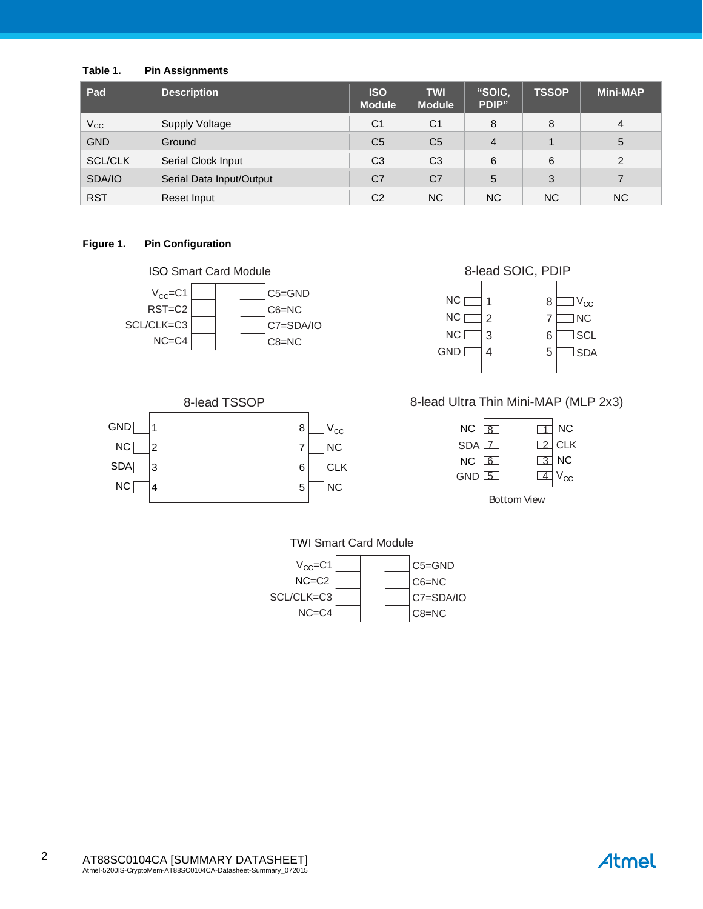**Table 1. Pin Assignments**

| Pad | Description | ISO Module | TWI Module | "SOIC, PDIP" | TSSOP | Mini-MAP |
|---|---|---|---|---|---|---|
| $V_{CC}$ | Supply Voltage | C1 | C1 | 8 | 8 | 4 |
| GND | Ground | C5 | C5 | 4 | 1 | 5 |
| SCL/CLK | Serial Clock Input | C3 | C3 | 6 | 6 | 2 |
| SDA/IO | Serial Data Input/Output | C7 | C7 | 5 | 3 | 7 |
| RST | Reset Input | C2 | NC | NC | NC | NC |

**Figure 1. Pin Configuration**

ISO Smart Card Module

| Left | Right |
|---|---|
| $V_{CC}$=C1 | C5=GND |
| RST=C2 | C6=NC |
| SCL/CLK=C3 | C7=SDA/IO |
| NC=C4 | C8=NC |

8-lead SOIC, PDIP

| Left | Pin | Pin | Right |
|---|---|---|---|
| NC | 1 | 8 | $V_{CC}$ |
| NC | 2 | 7 | NC |
| NC | 3 | 6 | SCL |
| GND | 4 | 5 | SDA |

8-lead TSSOP

| Left | Pin | Pin | Right |
|---|---|---|---|
| GND | 1 | 8 | $V_{CC}$ |
| NC | 2 | 7 | NC |
| SDA | 3 | 6 | CLK |
| NC | 4 | 5 | NC |

8-lead Ultra Thin Mini-MAP (MLP 2x3)

| Left | Pin | Pin | Right |
|---|---|---|---|
| NC | 8 | 1 | NC |
| SDA | 7 | 2 | CLK |
| NC | 6 | 3 | NC |
| GND | 5 | 4 | $V_{CC}$ |

Bottom View

TWI Smart Card Module

| Left | Right |
|---|---|
| $V_{CC}$=C1 | C5=GND |
| NC=C2 | C6=NC |
| SCL/CLK=C3 | C7=SDA/IO |
| NC=C4 | C8=NC |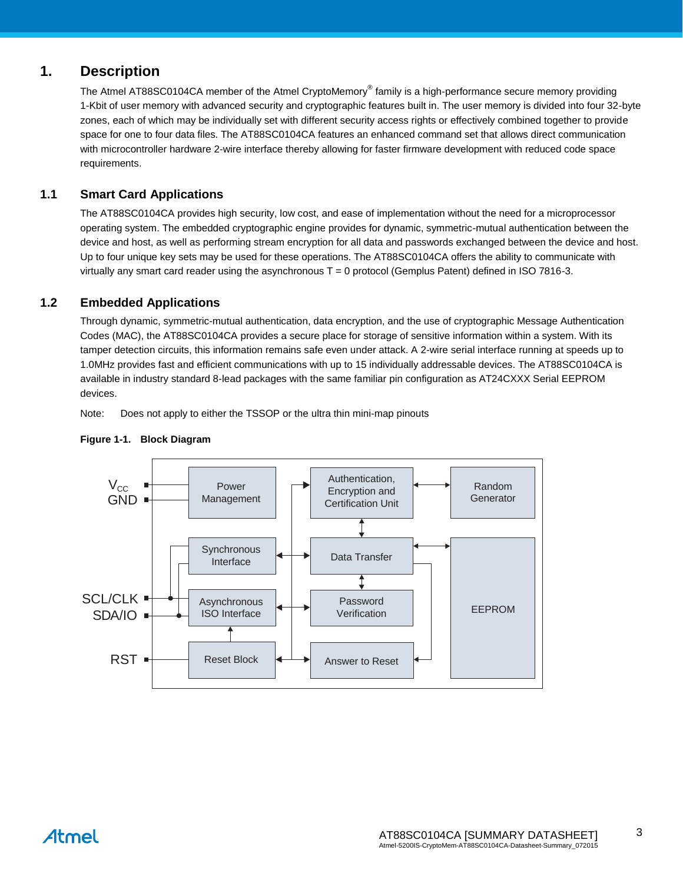# 1. Description

The Atmel AT88SC0104CA member of the Atmel CryptoMemory® family is a high-performance secure memory providing 1-Kbit of user memory with advanced security and cryptographic features built in. The user memory is divided into four 32-byte zones, each of which may be individually set with different security access rights or effectively combined together to provide space for one to four data files. The AT88SC0104CA features an enhanced command set that allows direct communication with microcontroller hardware 2-wire interface thereby allowing for faster firmware development with reduced code space requirements.

## 1.1 Smart Card Applications

The AT88SC0104CA provides high security, low cost, and ease of implementation without the need for a microprocessor operating system. The embedded cryptographic engine provides for dynamic, symmetric-mutual authentication between the device and host, as well as performing stream encryption for all data and passwords exchanged between the device and host. Up to four unique key sets may be used for these operations. The AT88SC0104CA offers the ability to communicate with virtually any smart card reader using the asynchronous T = 0 protocol (Gemplus Patent) defined in ISO 7816-3.

## 1.2 Embedded Applications

Through dynamic, symmetric-mutual authentication, data encryption, and the use of cryptographic Message Authentication Codes (MAC), the AT88SC0104CA provides a secure place for storage of sensitive information within a system. With its tamper detection circuits, this information remains safe even under attack. A 2-wire serial interface running at speeds up to 1.0MHz provides fast and efficient communications with up to 15 individually addressable devices. The AT88SC0104CA is available in industry standard 8-lead packages with the same familiar pin configuration as AT24CXXX Serial EEPROM devices.

Note: Does not apply to either the TSSOP or the ultra thin mini-map pinouts

**Figure 1-1. Block Diagram**

$V_{CC}$
GND
SCL/CLK
SDA/IO
RST

Power Management
Synchronous Interface
Asynchronous ISO Interface
Reset Block
Authentication, Encryption and Certification Unit
Data Transfer
Password Verification
Answer to Reset
Random Generator
EEPROM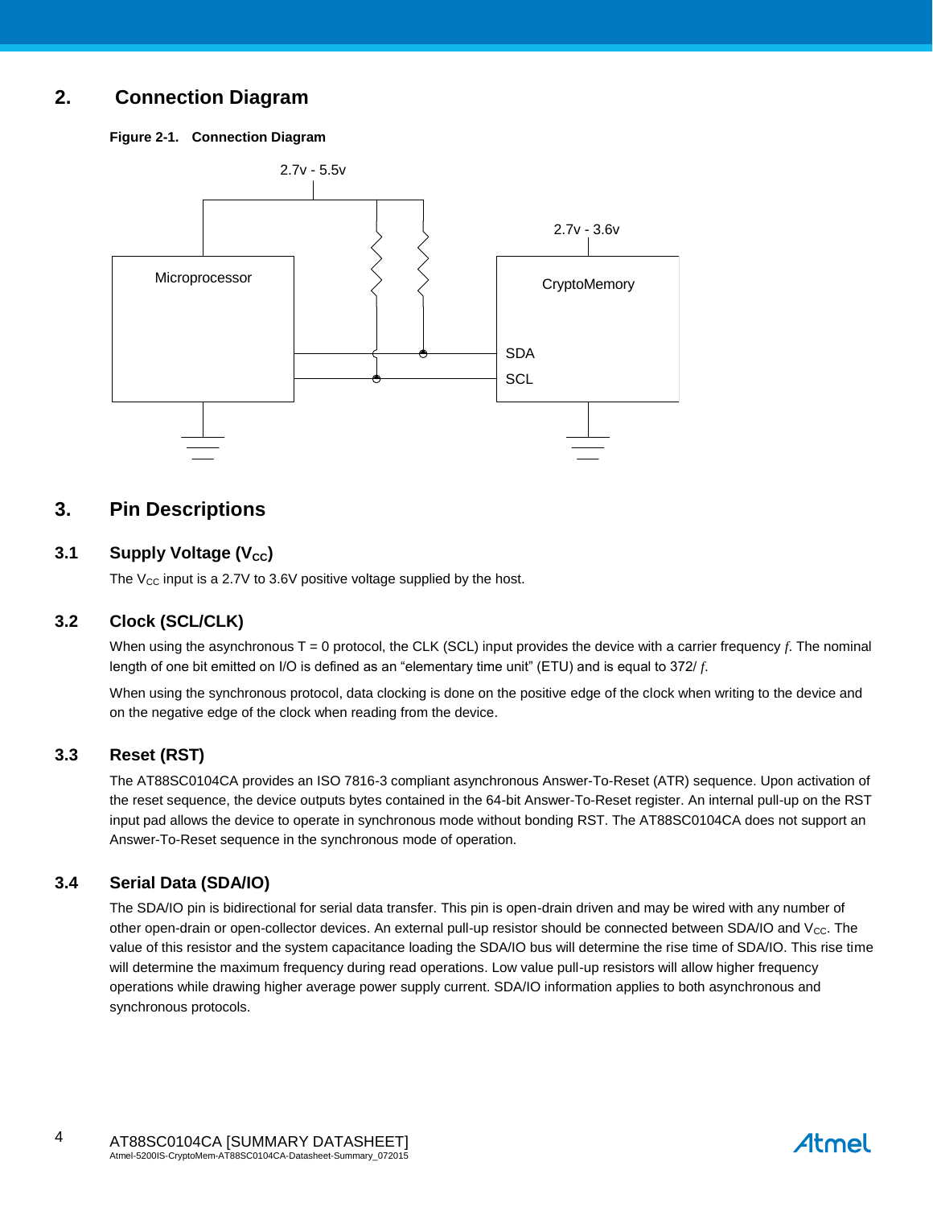## 2. Connection Diagram

**Figure 2-1. Connection Diagram**

2.7v - 5.5v

2.7v - 3.6v

Microprocessor

CryptoMemory

SDA

SCL

## 3. Pin Descriptions

### 3.1 Supply Voltage ($V_{CC}$)

The $V_{CC}$ input is a 2.7V to 3.6V positive voltage supplied by the host.

### 3.2 Clock (SCL/CLK)

When using the asynchronous T = 0 protocol, the CLK (SCL) input provides the device with a carrier frequency $f$. The nominal length of one bit emitted on I/O is defined as an “elementary time unit” (ETU) and is equal to 372/ $f$.

When using the synchronous protocol, data clocking is done on the positive edge of the clock when writing to the device and on the negative edge of the clock when reading from the device.

### 3.3 Reset (RST)

The AT88SC0104CA provides an ISO 7816-3 compliant asynchronous Answer-To-Reset (ATR) sequence. Upon activation of the reset sequence, the device outputs bytes contained in the 64-bit Answer-To-Reset register. An internal pull-up on the RST input pad allows the device to operate in synchronous mode without bonding RST. The AT88SC0104CA does not support an Answer-To-Reset sequence in the synchronous mode of operation.

### 3.4 Serial Data (SDA/IO)

The SDA/IO pin is bidirectional for serial data transfer. This pin is open-drain driven and may be wired with any number of other open-drain or open-collector devices. An external pull-up resistor should be connected between SDA/IO and $V_{CC}$. The value of this resistor and the system capacitance loading the SDA/IO bus will determine the rise time of SDA/IO. This rise time will determine the maximum frequency during read operations. Low value pull-up resistors will allow higher frequency operations while drawing higher average power supply current. SDA/IO information applies to both asynchronous and synchronous protocols.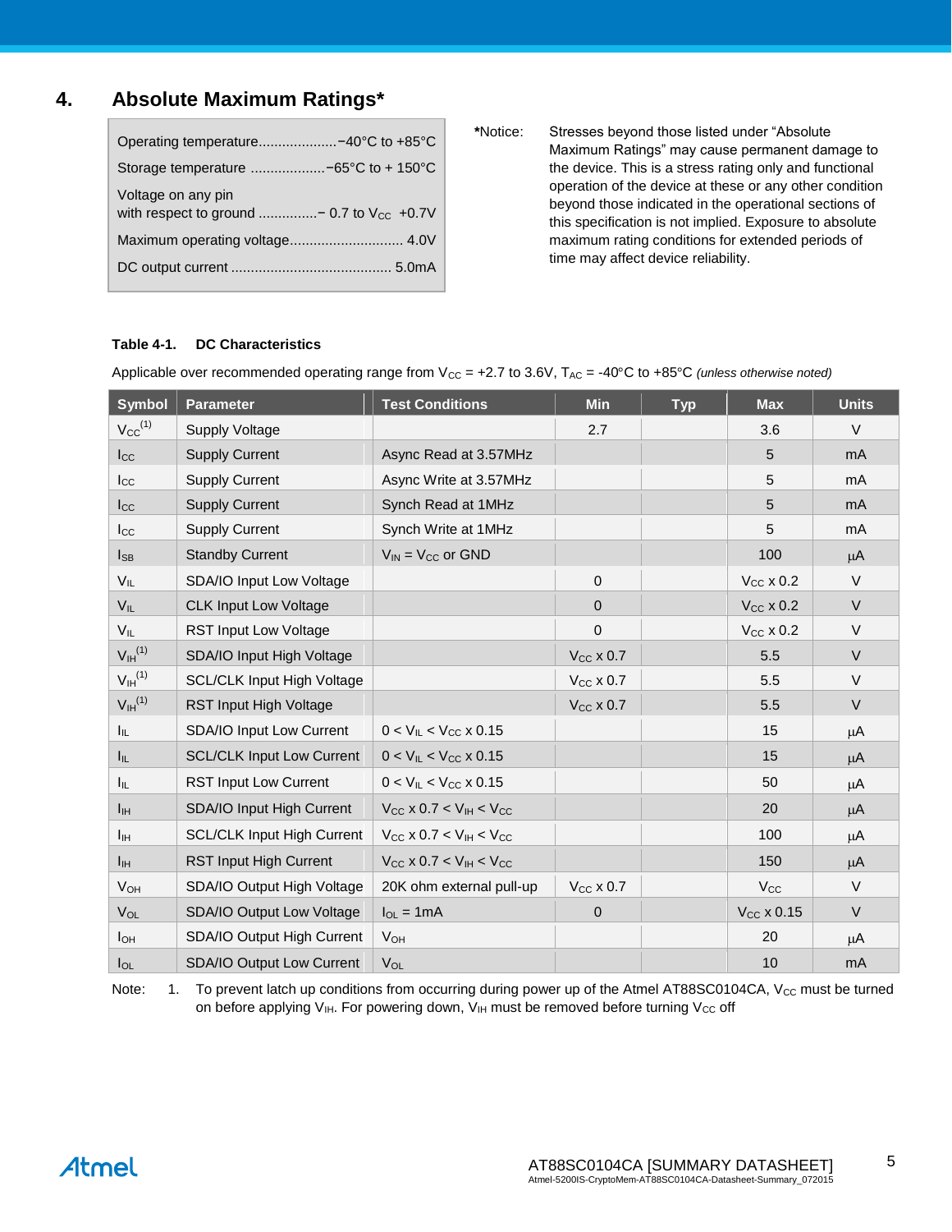## 4. Absolute Maximum Ratings*

Operating temperature....................−40°C to +85°C

Storage temperature ...................−65°C to + 150°C

Voltage on any pin
with respect to ground ...............− 0.7 to $V_{CC}$ +0.7V

Maximum operating voltage............................ 4.0V

DC output current ........................................ 5.0mA

***Notice:** Stresses beyond those listed under "Absolute Maximum Ratings" may cause permanent damage to the device. This is a stress rating only and functional operation of the device at these or any other condition beyond those indicated in the operational sections of this specification is not implied. Exposure to absolute maximum rating conditions for extended periods of time may affect device reliability.

**Table 4-1. DC Characteristics**

Applicable over recommended operating range from $V_{CC}$ = +2.7 to 3.6V, $T_{AC}$ = -40°C to +85°C *(unless otherwise noted)*

| Symbol | Parameter | Test Conditions | Min | Typ | Max | Units |
|---|---|---|---|---|---|---|
| $V_{CC}$[1] | Supply Voltage | | 2.7 | | 3.6 | V |
| $I_{CC}$ | Supply Current | Async Read at 3.57MHz | | | 5 | mA |
| $I_{CC}$ | Supply Current | Async Write at 3.57MHz | | | 5 | mA |
| $I_{CC}$ | Supply Current | Synch Read at 1MHz | | | 5 | mA |
| $I_{CC}$ | Supply Current | Synch Write at 1MHz | | | 5 | mA |
| $I_{SB}$ | Standby Current | $V_{IN}$ = $V_{CC}$ or GND | | | 100 | µA |
| $V_{IL}$ | SDA/IO Input Low Voltage | | 0 | | $V_{CC}$ x 0.2 | V |
| $V_{IL}$ | CLK Input Low Voltage | | 0 | | $V_{CC}$ x 0.2 | V |
| $V_{IL}$ | RST Input Low Voltage | | 0 | | $V_{CC}$ x 0.2 | V |
| $V_{IH}$[1] | SDA/IO Input High Voltage | | $V_{CC}$ x 0.7 | | 5.5 | V |
| $V_{IH}$[1] | SCL/CLK Input High Voltage | | $V_{CC}$ x 0.7 | | 5.5 | V |
| $V_{IH}$[1] | RST Input High Voltage | | $V_{CC}$ x 0.7 | | 5.5 | V |
| $I_{IL}$ | SDA/IO Input Low Current | 0 < $V_{IL}$ < $V_{CC}$ x 0.15 | | | 15 | µA |
| $I_{IL}$ | SCL/CLK Input Low Current | 0 < $V_{IL}$ < $V_{CC}$ x 0.15 | | | 15 | µA |
| $I_{IL}$ | RST Input Low Current | 0 < $V_{IL}$ < $V_{CC}$ x 0.15 | | | 50 | µA |
| $I_{IH}$ | SDA/IO Input High Current | $V_{CC}$ x 0.7 < $V_{IH}$ < $V_{CC}$ | | | 20 | µA |
| $I_{IH}$ | SCL/CLK Input High Current | $V_{CC}$ x 0.7 < $V_{IH}$ < $V_{CC}$ | | | 100 | µA |
| $I_{IH}$ | RST Input High Current | $V_{CC}$ x 0.7 < $V_{IH}$ < $V_{CC}$ | | | 150 | µA |
| $V_{OH}$ | SDA/IO Output High Voltage | 20K ohm external pull-up | $V_{CC}$ x 0.7 | | $V_{CC}$ | V |
| $V_{OL}$ | SDA/IO Output Low Voltage | $I_{OL}$ = 1mA | 0 | | $V_{CC}$ x 0.15 | V |
| $I_{OH}$ | SDA/IO Output High Current | $V_{OH}$ | | | 20 | µA |
| $I_{OL}$ | SDA/IO Output Low Current | $V_{OL}$ | | | 10 | mA |

Note: 1. To prevent latch up conditions from occurring during power up of the Atmel AT88SC0104CA, $V_{CC}$ must be turned on before applying $V_{IH}$. For powering down, $V_{IH}$ must be removed before turning $V_{CC}$ off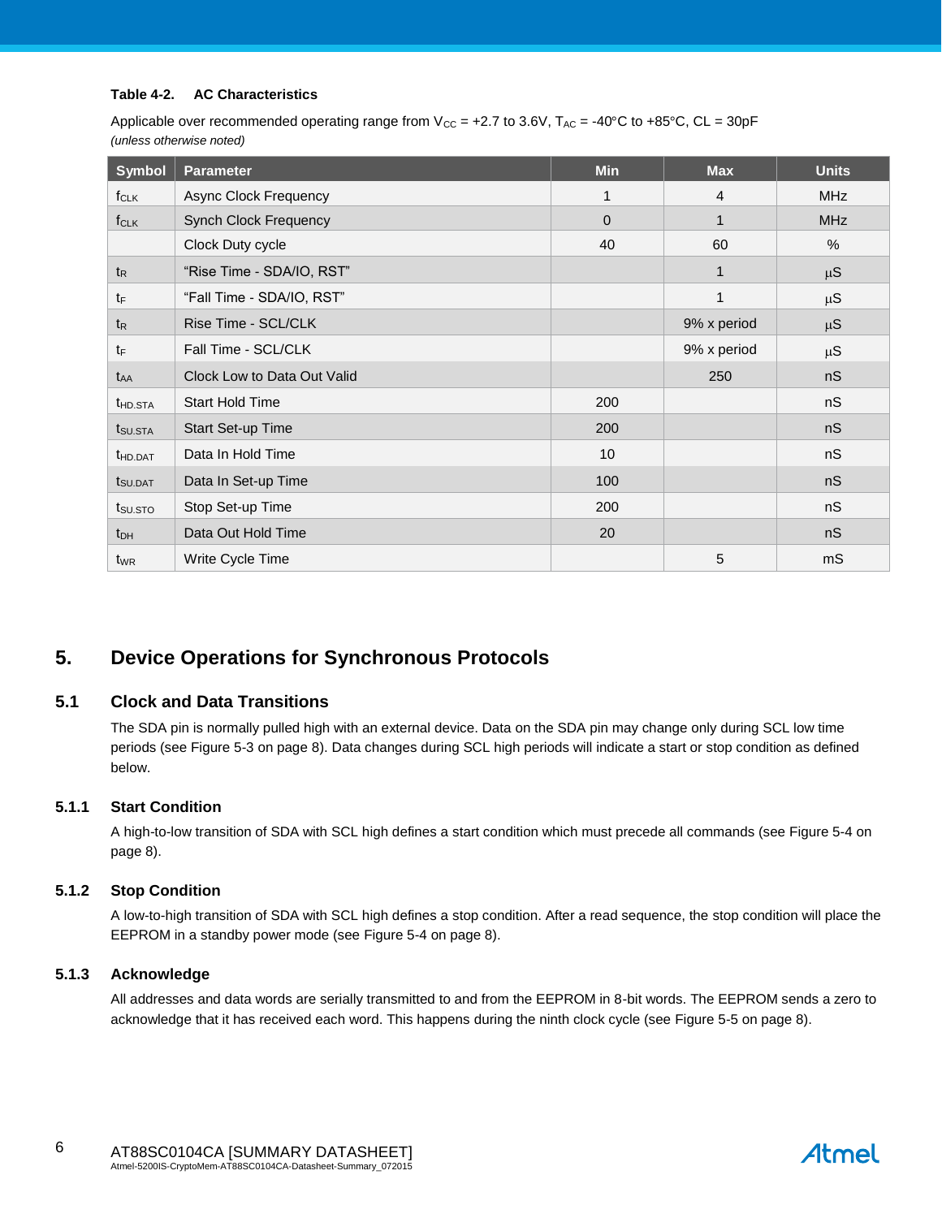**Table 4-2. AC Characteristics**

Applicable over recommended operating range from $V_{CC}$ = +2.7 to 3.6V, $T_{AC}$ = -40°C to +85°C, CL = 30pF
*(unless otherwise noted)*

| Symbol | Parameter | Min | Max | Units |
|---|---|---|---|---|
| $f_{CLK}$ | Async Clock Frequency | 1 | 4 | MHz |
| $f_{CLK}$ | Synch Clock Frequency | 0 | 1 | MHz |
| | Clock Duty cycle | 40 | 60 | % |
| $t_R$ | "Rise Time - SDA/IO, RST" | | 1 | µS |
| $t_F$ | "Fall Time - SDA/IO, RST" | | 1 | µS |
| $t_R$ | Rise Time - SCL/CLK | | 9% x period | µS |
| $t_F$ | Fall Time - SCL/CLK | | 9% x period | µS |
| $t_{AA}$ | Clock Low to Data Out Valid | | 250 | nS |
| $t_{HD.STA}$ | Start Hold Time | 200 | | nS |
| $t_{SU.STA}$ | Start Set-up Time | 200 | | nS |
| $t_{HD.DAT}$ | Data In Hold Time | 10 | | nS |
| $t_{SU.DAT}$ | Data In Set-up Time | 100 | | nS |
| $t_{SU.STO}$ | Stop Set-up Time | 200 | | nS |
| $t_{DH}$ | Data Out Hold Time | 20 | | nS |
| $t_{WR}$ | Write Cycle Time | | 5 | mS |

# 5. Device Operations for Synchronous Protocols

## 5.1 Clock and Data Transitions

The SDA pin is normally pulled high with an external device. Data on the SDA pin may change only during SCL low time periods (see Figure 5-3 on page 8). Data changes during SCL high periods will indicate a start or stop condition as defined below.

### 5.1.1 Start Condition

A high-to-low transition of SDA with SCL high defines a start condition which must precede all commands (see Figure 5-4 on page 8).

### 5.1.2 Stop Condition

A low-to-high transition of SDA with SCL high defines a stop condition. After a read sequence, the stop condition will place the EEPROM in a standby power mode (see Figure 5-4 on page 8).

### 5.1.3 Acknowledge

All addresses and data words are serially transmitted to and from the EEPROM in 8-bit words. The EEPROM sends a zero to acknowledge that it has received each word. This happens during the ninth clock cycle (see Figure 5-5 on page 8).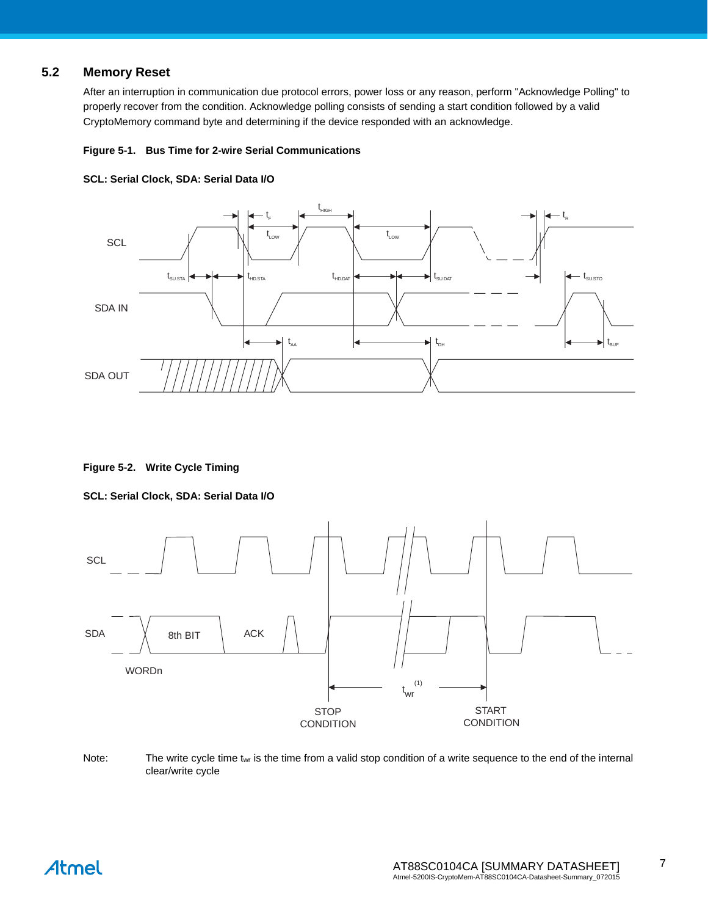## 5.2 Memory Reset

After an interruption in communication due protocol errors, power loss or any reason, perform "Acknowledge Polling" to properly recover from the condition. Acknowledge polling consists of sending a start condition followed by a valid CryptoMemory command byte and determining if the device responded with an acknowledge.

**Figure 5-1. Bus Time for 2-wire Serial Communications**

**SCL: Serial Clock, SDA: Serial Data I/O**

**Figure 5-2. Write Cycle Timing**

**SCL: Serial Clock, SDA: Serial Data I/O**

Note: The write cycle time $t_{wr}$ is the time from a valid stop condition of a write sequence to the end of the internal clear/write cycle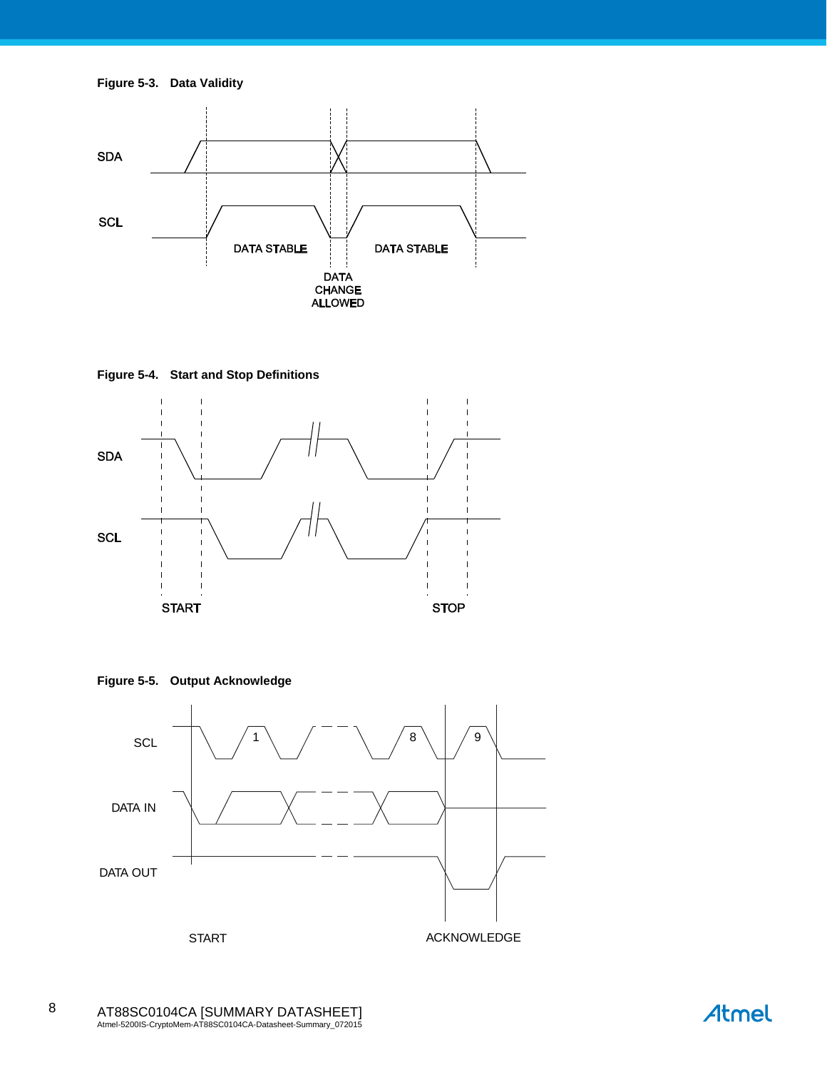**Figure 5-3. Data Validity**

**Figure 5-4. Start and Stop Definitions**

**Figure 5-5. Output Acknowledge**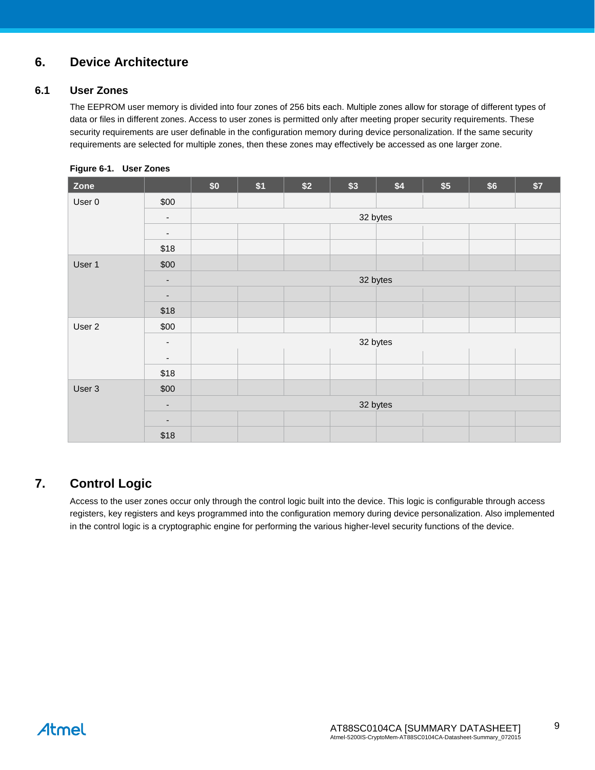# 6. Device Architecture

## 6.1 User Zones

The EEPROM user memory is divided into four zones of 256 bits each. Multiple zones allow for storage of different types of data or files in different zones. Access to user zones is permitted only after meeting proper security requirements. These security requirements are user definable in the configuration memory during device personalization. If the same security requirements are selected for multiple zones, then these zones may effectively be accessed as one larger zone.

**Figure 6-1. User Zones**

| Zone | | $0 | $1 | $2 | $3 | $4 | $5 | $6 | $7 |
|---|---|---|---|---|---|---|---|---|---|
| User 0 | $00 | | | | | | | | |
| | - | 32 bytes | | | | | | | |
| | - | | | | | | | | |
| | $18 | | | | | | | | |
| User 1 | $00 | | | | | | | | |
| | - | 32 bytes | | | | | | | |
| | - | | | | | | | | |
| | $18 | | | | | | | | |
| User 2 | $00 | | | | | | | | |
| | - | 32 bytes | | | | | | | |
| | - | | | | | | | | |
| | $18 | | | | | | | | |
| User 3 | $00 | | | | | | | | |
| | - | 32 bytes | | | | | | | |
| | - | | | | | | | | |
| | $18 | | | | | | | | |

# 7. Control Logic

Access to the user zones occur only through the control logic built into the device. This logic is configurable through access registers, key registers and keys programmed into the configuration memory during device personalization. Also implemented in the control logic is a cryptographic engine for performing the various higher-level security functions of the device.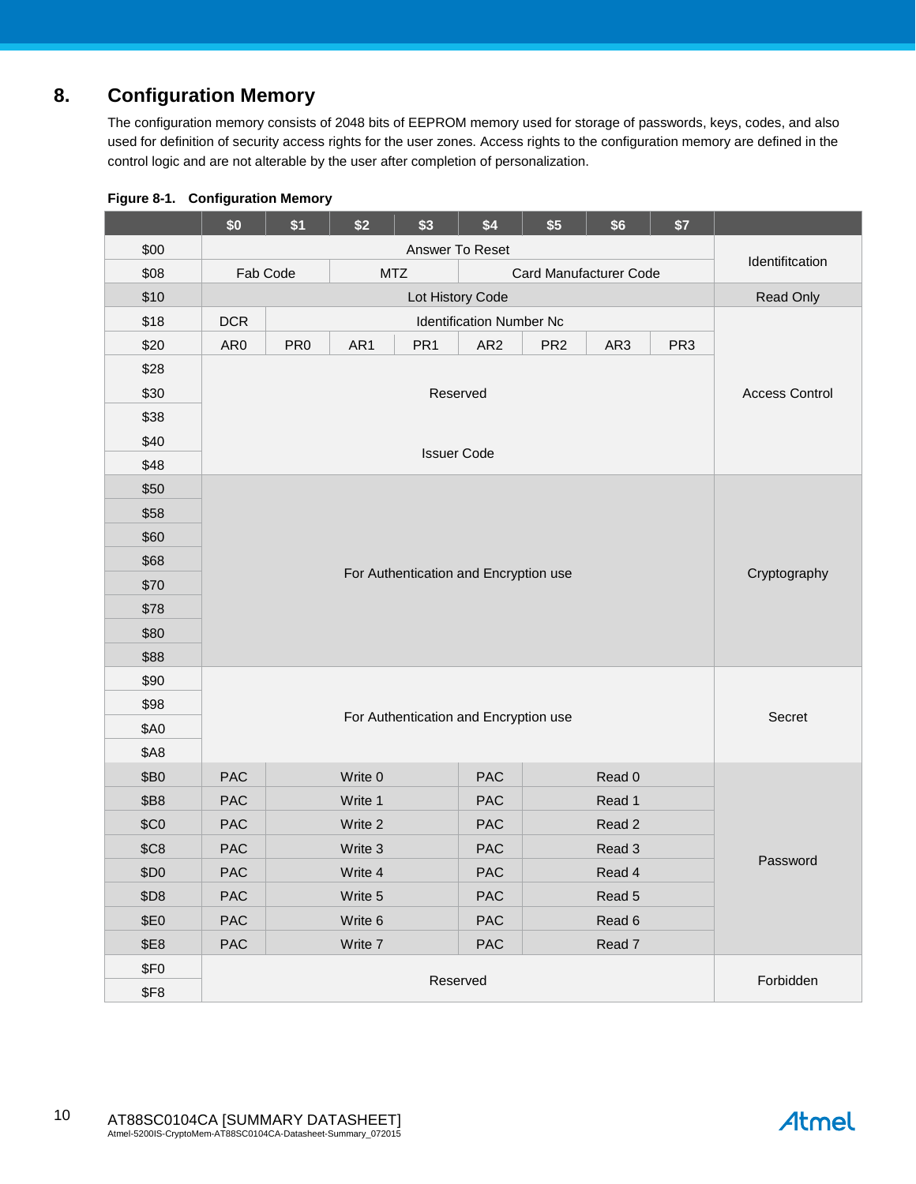## 8. Configuration Memory

The configuration memory consists of 2048 bits of EEPROM memory used for storage of passwords, keys, codes, and also used for definition of security access rights for the user zones. Access rights to the configuration memory are defined in the control logic and are not alterable by the user after completion of personalization.

**Figure 8-1. Configuration Memory**

| | $0 | $1 | $2 | $3 | $4 | $5 | $6 | $7 | |
|---|---|---|---|---|---|---|---|---|---|
| $00 | Answer To Reset | | | | | | | | Identifitcation |
| $08 | Fab Code | | MTZ | | Card Manufacturer Code | | | | |
| $10 | Lot History Code | | | | | | | | Read Only |
| $18 | DCR | Identification Number Nc | | | | | | | Access Control |
| $20 | AR0 | PR0 | AR1 | PR1 | AR2 | PR2 | AR3 | PR3 | |
| $28 | Reserved | | | | | | | | |
| $30 | | | | | | | | | |
| $38 | | | | | | | | | |
| $40 | Issuer Code | | | | | | | | |
| $48 | | | | | | | | | |
| $50 | For Authentication and Encryption use | | | | | | | | Cryptography |
| $58 | | | | | | | | | |
| $60 | | | | | | | | | |
| $68 | | | | | | | | | |
| $70 | | | | | | | | | |
| $78 | | | | | | | | | |
| $80 | | | | | | | | | |
| $88 | | | | | | | | | |
| $90 | For Authentication and Encryption use | | | | | | | | Secret |
| $98 | | | | | | | | | |
| $A0 | | | | | | | | | |
| $A8 | | | | | | | | | |
| $B0 | PAC | Write 0 | | | PAC | Read 0 | | | Password |
| $B8 | PAC | Write 1 | | | PAC | Read 1 | | | |
| $C0 | PAC | Write 2 | | | PAC | Read 2 | | | |
| $C8 | PAC | Write 3 | | | PAC | Read 3 | | | |
| $D0 | PAC | Write 4 | | | PAC | Read 4 | | | |
| $D8 | PAC | Write 5 | | | PAC | Read 5 | | | |
| $E0 | PAC | Write 6 | | | PAC | Read 6 | | | |
| $E8 | PAC | Write 7 | | | PAC | Read 7 | | | |
| $F0 | Reserved | | | | | | | | Forbidden |
| $F8 | | | | | | | | | |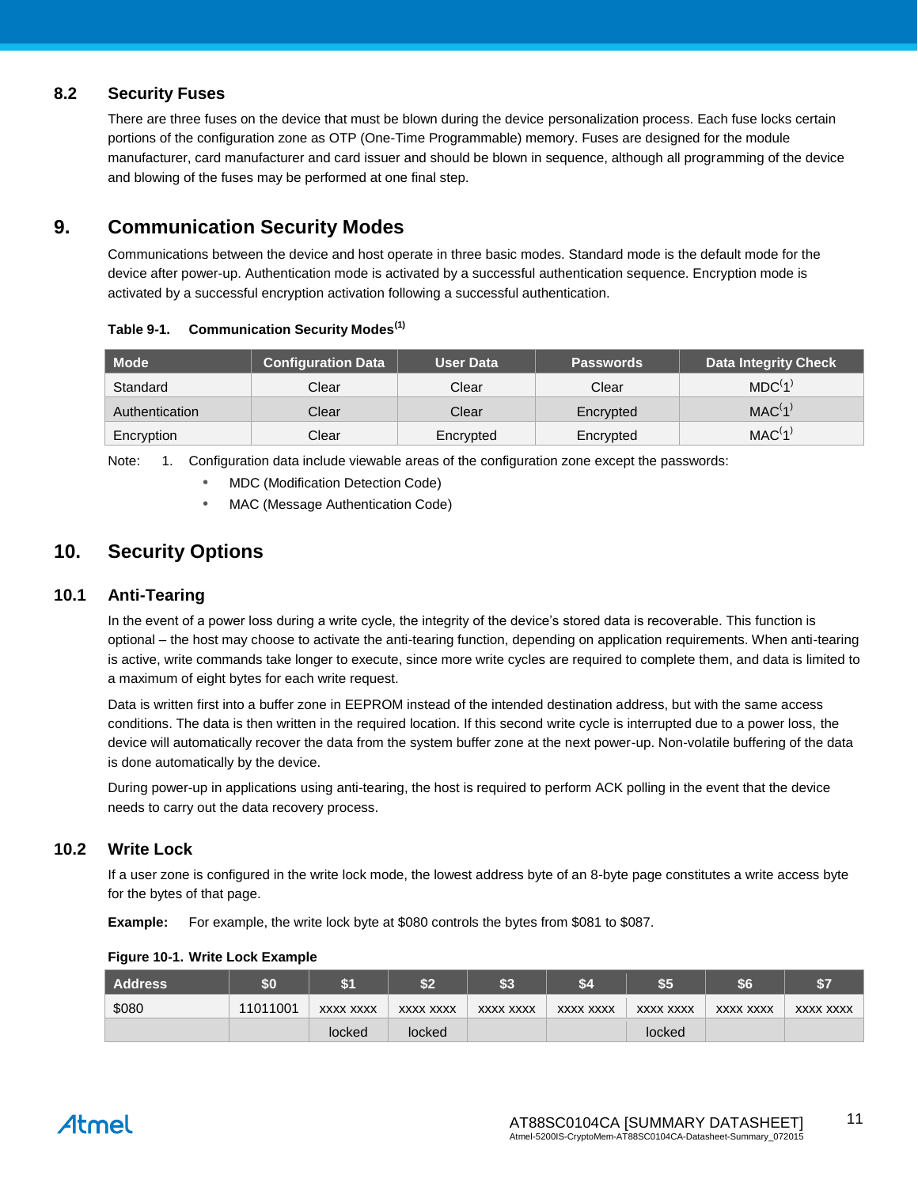### 8.2 Security Fuses

There are three fuses on the device that must be blown during the device personalization process. Each fuse locks certain portions of the configuration zone as OTP (One-Time Programmable) memory. Fuses are designed for the module manufacturer, card manufacturer and card issuer and should be blown in sequence, although all programming of the device and blowing of the fuses may be performed at one final step.

## 9. Communication Security Modes

Communications between the device and host operate in three basic modes. Standard mode is the default mode for the device after power-up. Authentication mode is activated by a successful authentication sequence. Encryption mode is activated by a successful encryption activation following a successful authentication.

**Table 9-1. Communication Security Modes[1]**

| Mode | Configuration Data | User Data | Passwords | Data Integrity Check |
|---|---|---|---|---|
| Standard | Clear | Clear | Clear | MDC[1] |
| Authentication | Clear | Clear | Encrypted | MAC[1] |
| Encryption | Clear | Encrypted | Encrypted | MAC[1] |

Note: 1. Configuration data include viewable areas of the configuration zone except the passwords:

- MDC (Modification Detection Code)
- MAC (Message Authentication Code)

## 10. Security Options

### 10.1 Anti-Tearing

In the event of a power loss during a write cycle, the integrity of the device's stored data is recoverable. This function is optional – the host may choose to activate the anti-tearing function, depending on application requirements. When anti-tearing is active, write commands take longer to execute, since more write cycles are required to complete them, and data is limited to a maximum of eight bytes for each write request.

Data is written first into a buffer zone in EEPROM instead of the intended destination address, but with the same access conditions. The data is then written in the required location. If this second write cycle is interrupted due to a power loss, the device will automatically recover the data from the system buffer zone at the next power-up. Non-volatile buffering of the data is done automatically by the device.

During power-up in applications using anti-tearing, the host is required to perform ACK polling in the event that the device needs to carry out the data recovery process.

### 10.2 Write Lock

If a user zone is configured in the write lock mode, the lowest address byte of an 8-byte page constitutes a write access byte for the bytes of that page.

**Example:** For example, the write lock byte at $080 controls the bytes from $081 to $087.

**Figure 10-1. Write Lock Example**

| Address | $0 | $1 | $2 | $3 | $4 | $5 | $6 | $7 |
|---|---|---|---|---|---|---|---|---|
| $080 | 11011001 | xxxx xxxx | xxxx xxxx | xxxx xxxx | xxxx xxxx | xxxx xxxx | xxxx xxxx | xxxx xxxx |
| | | locked | locked | | | locked | | |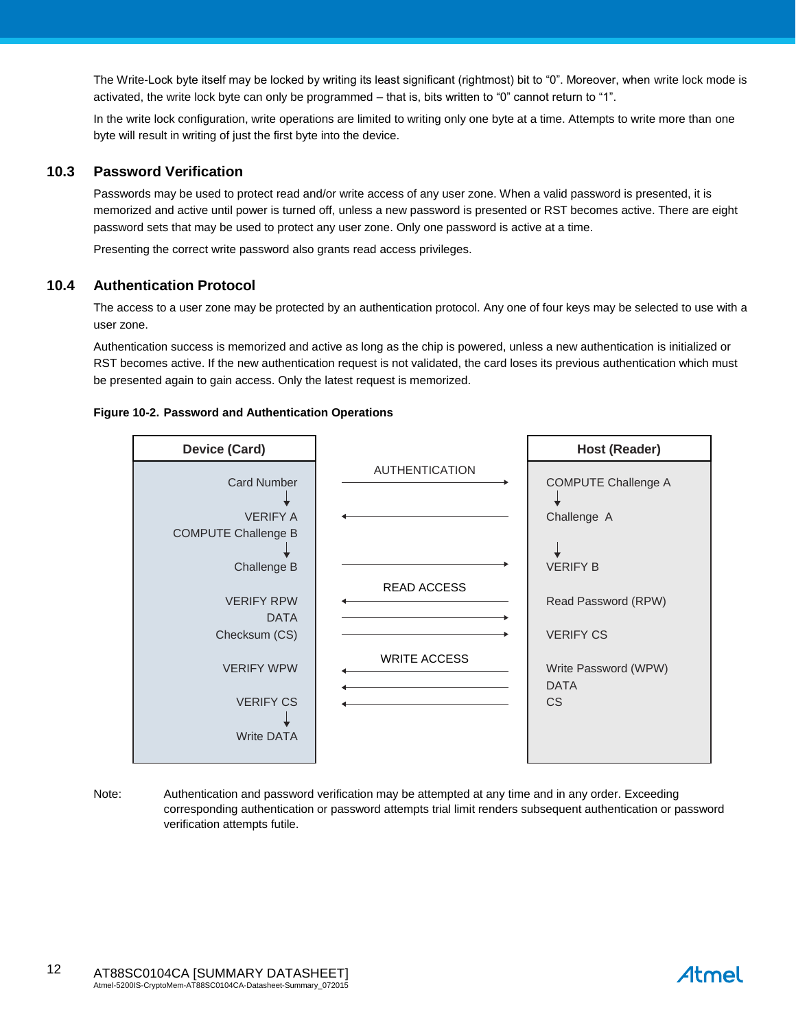The Write-Lock byte itself may be locked by writing its least significant (rightmost) bit to "0". Moreover, when write lock mode is activated, the write lock byte can only be programmed – that is, bits written to "0" cannot return to "1".

In the write lock configuration, write operations are limited to writing only one byte at a time. Attempts to write more than one byte will result in writing of just the first byte into the device.

## 10.3 Password Verification

Passwords may be used to protect read and/or write access of any user zone. When a valid password is presented, it is memorized and active until power is turned off, unless a new password is presented or RST becomes active. There are eight password sets that may be used to protect any user zone. Only one password is active at a time.

Presenting the correct write password also grants read access privileges.

## 10.4 Authentication Protocol

The access to a user zone may be protected by an authentication protocol. Any one of four keys may be selected to use with a user zone.

Authentication success is memorized and active as long as the chip is powered, unless a new authentication is initialized or RST becomes active. If the new authentication request is not validated, the card loses its previous authentication which must be presented again to gain access. Only the latest request is memorized.

**Figure 10-2. Password and Authentication Operations**

| Device (Card) | | Host (Reader) |
|---|---|---|
| | AUTHENTICATION | |
| Card Number ↓ | → | COMPUTE Challenge A ↓ |
| VERIFY A<br>COMPUTE Challenge B ↓ | ← | Challenge A ↓ |
| Challenge B | → | VERIFY B |
| | READ ACCESS | |
| VERIFY RPW | ← | Read Password (RPW) |
| DATA | → | |
| Checksum (CS) | → | VERIFY CS |
| | WRITE ACCESS | |
| VERIFY WPW | ← | Write Password (WPW) |
| | ← | DATA |
| VERIFY CS ↓ | ← | CS |
| Write DATA | | |

Note: Authentication and password verification may be attempted at any time and in any order. Exceeding corresponding authentication or password attempts trial limit renders subsequent authentication or password verification attempts futile.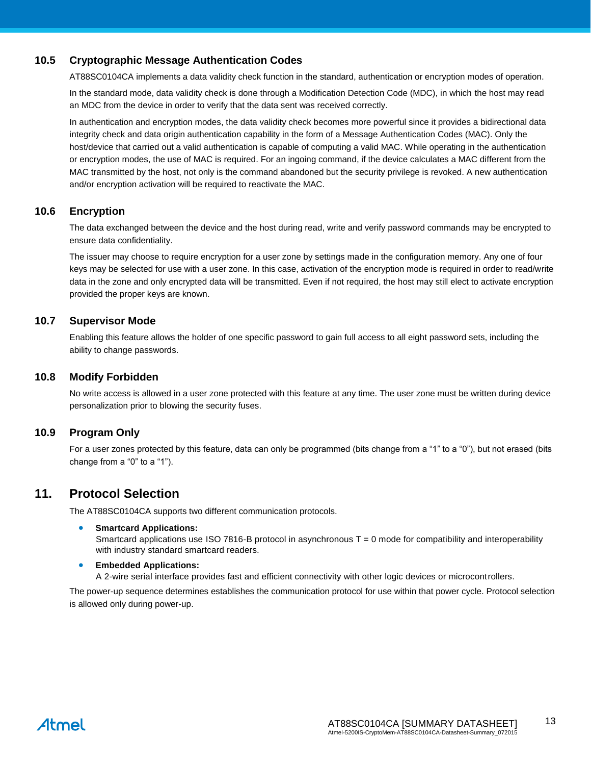### 10.5 Cryptographic Message Authentication Codes

AT88SC0104CA implements a data validity check function in the standard, authentication or encryption modes of operation.

In the standard mode, data validity check is done through a Modification Detection Code (MDC), in which the host may read an MDC from the device in order to verify that the data sent was received correctly.

In authentication and encryption modes, the data validity check becomes more powerful since it provides a bidirectional data integrity check and data origin authentication capability in the form of a Message Authentication Codes (MAC). Only the host/device that carried out a valid authentication is capable of computing a valid MAC. While operating in the authentication or encryption modes, the use of MAC is required. For an ingoing command, if the device calculates a MAC different from the MAC transmitted by the host, not only is the command abandoned but the security privilege is revoked. A new authentication and/or encryption activation will be required to reactivate the MAC.

### 10.6 Encryption

The data exchanged between the device and the host during read, write and verify password commands may be encrypted to ensure data confidentiality.

The issuer may choose to require encryption for a user zone by settings made in the configuration memory. Any one of four keys may be selected for use with a user zone. In this case, activation of the encryption mode is required in order to read/write data in the zone and only encrypted data will be transmitted. Even if not required, the host may still elect to activate encryption provided the proper keys are known.

### 10.7 Supervisor Mode

Enabling this feature allows the holder of one specific password to gain full access to all eight password sets, including the ability to change passwords.

### 10.8 Modify Forbidden

No write access is allowed in a user zone protected with this feature at any time. The user zone must be written during device personalization prior to blowing the security fuses.

### 10.9 Program Only

For a user zones protected by this feature, data can only be programmed (bits change from a “1” to a “0”), but not erased (bits change from a “0” to a “1”).

## 11. Protocol Selection

The AT88SC0104CA supports two different communication protocols.

- **Smartcard Applications:**
  Smartcard applications use ISO 7816-B protocol in asynchronous T = 0 mode for compatibility and interoperability with industry standard smartcard readers.
- **Embedded Applications:**
  A 2-wire serial interface provides fast and efficient connectivity with other logic devices or microcontrollers.

The power-up sequence determines establishes the communication protocol for use within that power cycle. Protocol selection is allowed only during power-up.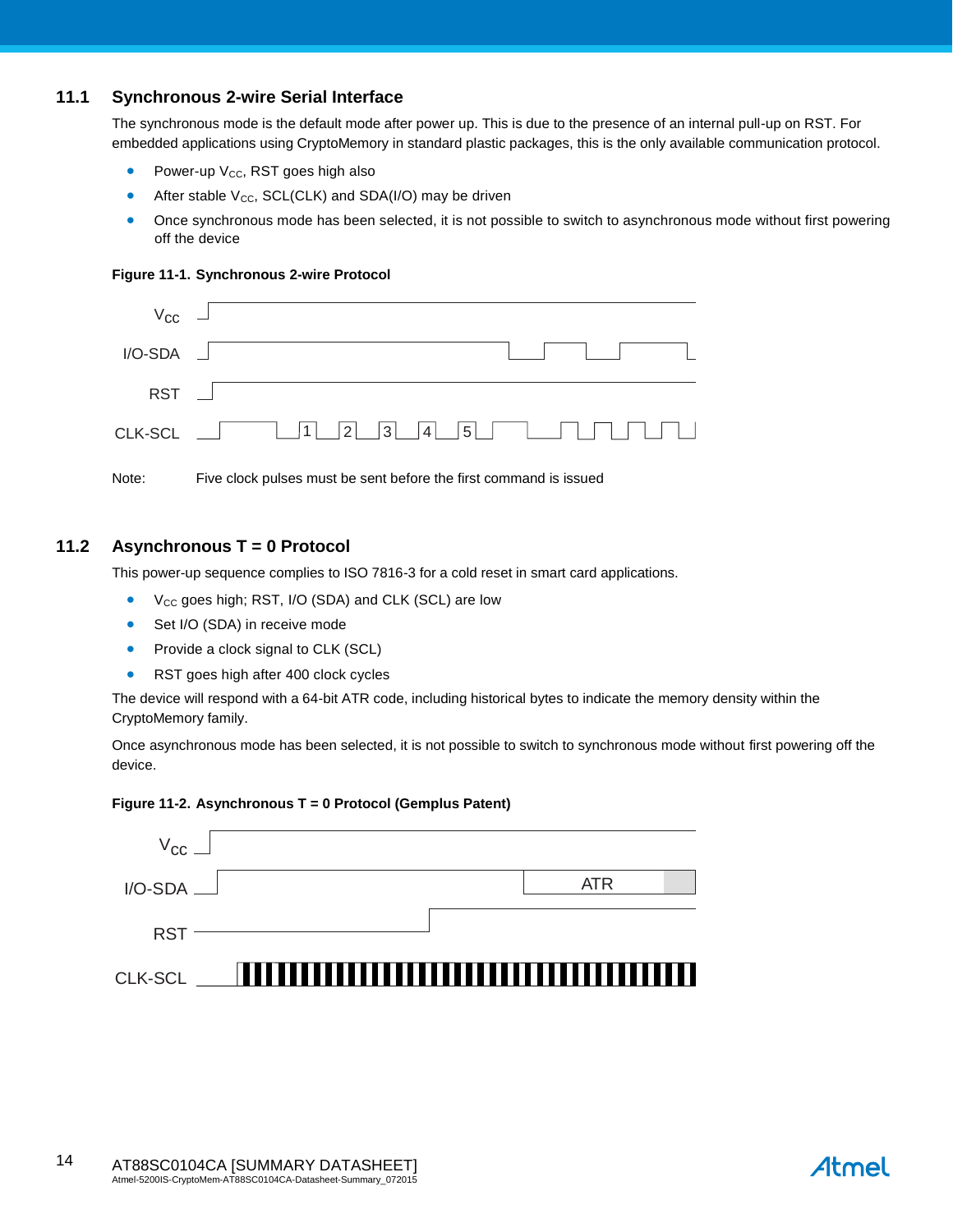## 11.1 Synchronous 2-wire Serial Interface

The synchronous mode is the default mode after power up. This is due to the presence of an internal pull-up on RST. For embedded applications using CryptoMemory in standard plastic packages, this is the only available communication protocol.

- Power-up $V_{CC}$, RST goes high also
- After stable $V_{CC}$, SCL(CLK) and SDA(I/O) may be driven
- Once synchronous mode has been selected, it is not possible to switch to asynchronous mode without first powering off the device

**Figure 11-1. Synchronous 2-wire Protocol**

Note: Five clock pulses must be sent before the first command is issued

## 11.2 Asynchronous T = 0 Protocol

This power-up sequence complies to ISO 7816-3 for a cold reset in smart card applications.

- $V_{CC}$ goes high; RST, I/O (SDA) and CLK (SCL) are low
- Set I/O (SDA) in receive mode
- Provide a clock signal to CLK (SCL)
- RST goes high after 400 clock cycles

The device will respond with a 64-bit ATR code, including historical bytes to indicate the memory density within the CryptoMemory family.

Once asynchronous mode has been selected, it is not possible to switch to synchronous mode without first powering off the device.

**Figure 11-2. Asynchronous T = 0 Protocol (Gemplus Patent)**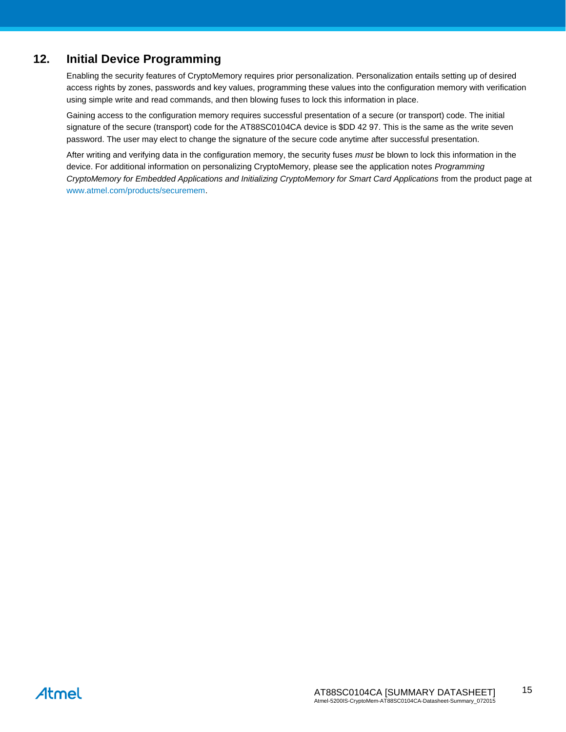## 12. Initial Device Programming

Enabling the security features of CryptoMemory requires prior personalization. Personalization entails setting up of desired access rights by zones, passwords and key values, programming these values into the configuration memory with verification using simple write and read commands, and then blowing fuses to lock this information in place.

Gaining access to the configuration memory requires successful presentation of a secure (or transport) code. The initial signature of the secure (transport) code for the AT88SC0104CA device is $DD 42 97. This is the same as the write seven password. The user may elect to change the signature of the secure code anytime after successful presentation.

After writing and verifying data in the configuration memory, the security fuses *must* be blown to lock this information in the device. For additional information on personalizing CryptoMemory, please see the application notes *Programming CryptoMemory for Embedded Applications and Initializing CryptoMemory for Smart Card Applications* from the product page at www.atmel.com/products/securemem.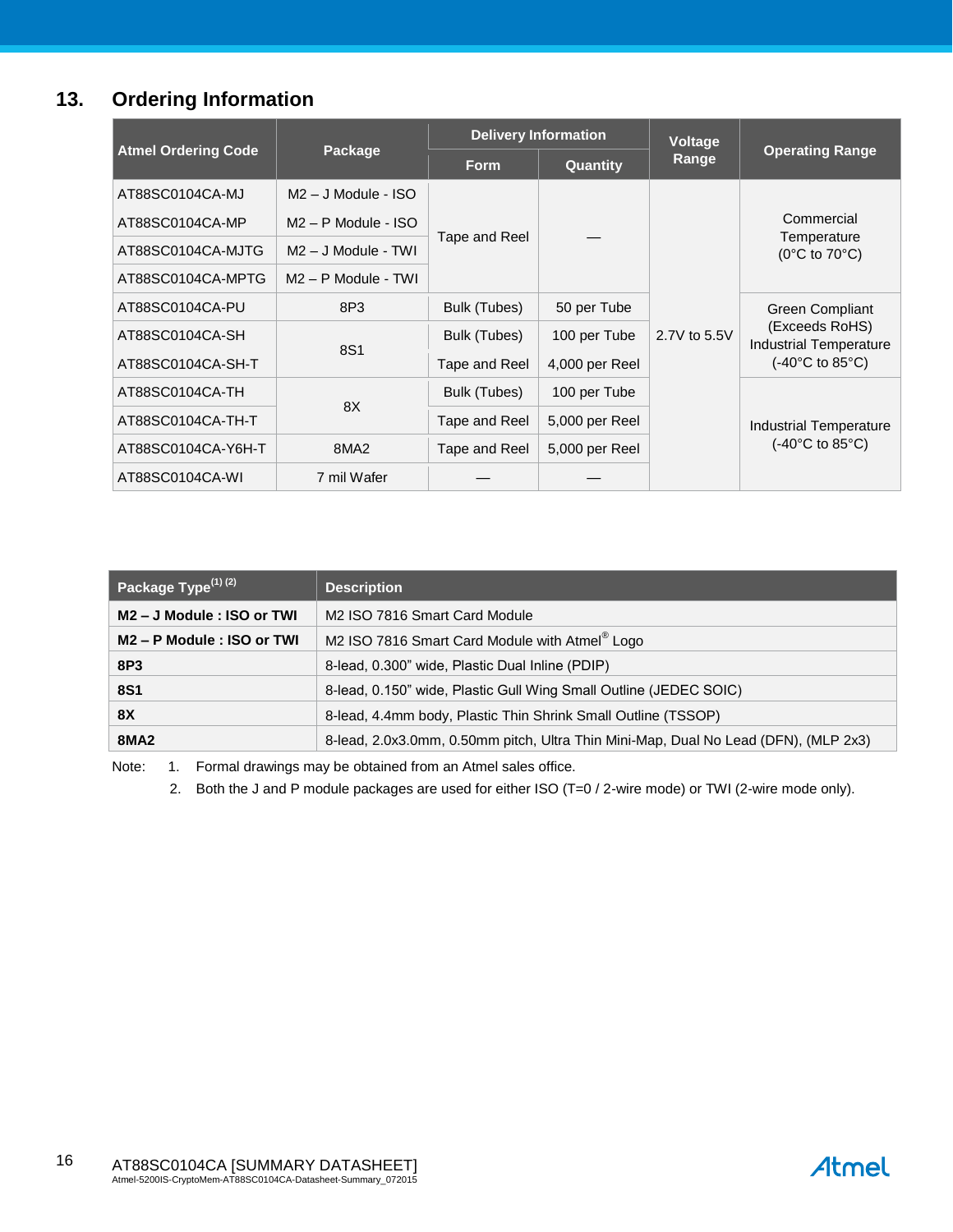## 13. Ordering Information

| Atmel Ordering Code | Package | Delivery Information | | Voltage Range | Operating Range |
|---|---|---|---|---|---|
| | | Form | Quantity | | |
| AT88SC0104CA-MJ | M2 – J Module - ISO | Tape and Reel | — | 2.7V to 5.5V | Commercial Temperature (0°C to 70°C) |
| AT88SC0104CA-MP | M2 – P Module - ISO | Tape and Reel | — | 2.7V to 5.5V | Commercial Temperature (0°C to 70°C) |
| AT88SC0104CA-MJTG | M2 – J Module - TWI | Tape and Reel | — | 2.7V to 5.5V | Commercial Temperature (0°C to 70°C) |
| AT88SC0104CA-MPTG | M2 – P Module - TWI | Tape and Reel | — | 2.7V to 5.5V | Commercial Temperature (0°C to 70°C) |
| AT88SC0104CA-PU | 8P3 | Bulk (Tubes) | 50 per Tube | 2.7V to 5.5V | Green Compliant (Exceeds RoHS) Industrial Temperature (-40°C to 85°C) |
| AT88SC0104CA-SH | 8S1 | Bulk (Tubes) | 100 per Tube | 2.7V to 5.5V | Green Compliant (Exceeds RoHS) Industrial Temperature (-40°C to 85°C) |
| AT88SC0104CA-SH-T | 8S1 | Tape and Reel | 4,000 per Reel | 2.7V to 5.5V | Green Compliant (Exceeds RoHS) Industrial Temperature (-40°C to 85°C) |
| AT88SC0104CA-TH | 8X | Bulk (Tubes) | 100 per Tube | 2.7V to 5.5V | Industrial Temperature (-40°C to 85°C) |
| AT88SC0104CA-TH-T | 8X | Tape and Reel | 5,000 per Reel | 2.7V to 5.5V | Industrial Temperature (-40°C to 85°C) |
| AT88SC0104CA-Y6H-T | 8MA2 | Tape and Reel | 5,000 per Reel | 2.7V to 5.5V | Industrial Temperature (-40°C to 85°C) |
| AT88SC0104CA-WI | 7 mil Wafer | — | — | 2.7V to 5.5V | Industrial Temperature (-40°C to 85°C) |

| Package Type(1) (2) | Description |
|---|---|
| **M2 – J Module : ISO or TWI** | M2 ISO 7816 Smart Card Module |
| **M2 – P Module : ISO or TWI** | M2 ISO 7816 Smart Card Module with Atmel® Logo |
| **8P3** | 8-lead, 0.300" wide, Plastic Dual Inline (PDIP) |
| **8S1** | 8-lead, 0.150" wide, Plastic Gull Wing Small Outline (JEDEC SOIC) |
| **8X** | 8-lead, 4.4mm body, Plastic Thin Shrink Small Outline (TSSOP) |
| **8MA2** | 8-lead, 2.0x3.0mm, 0.50mm pitch, Ultra Thin Mini-Map, Dual No Lead (DFN), (MLP 2x3) |

Note:
1. Formal drawings may be obtained from an Atmel sales office.
2. Both the J and P module packages are used for either ISO (T=0 / 2-wire mode) or TWI (2-wire mode only).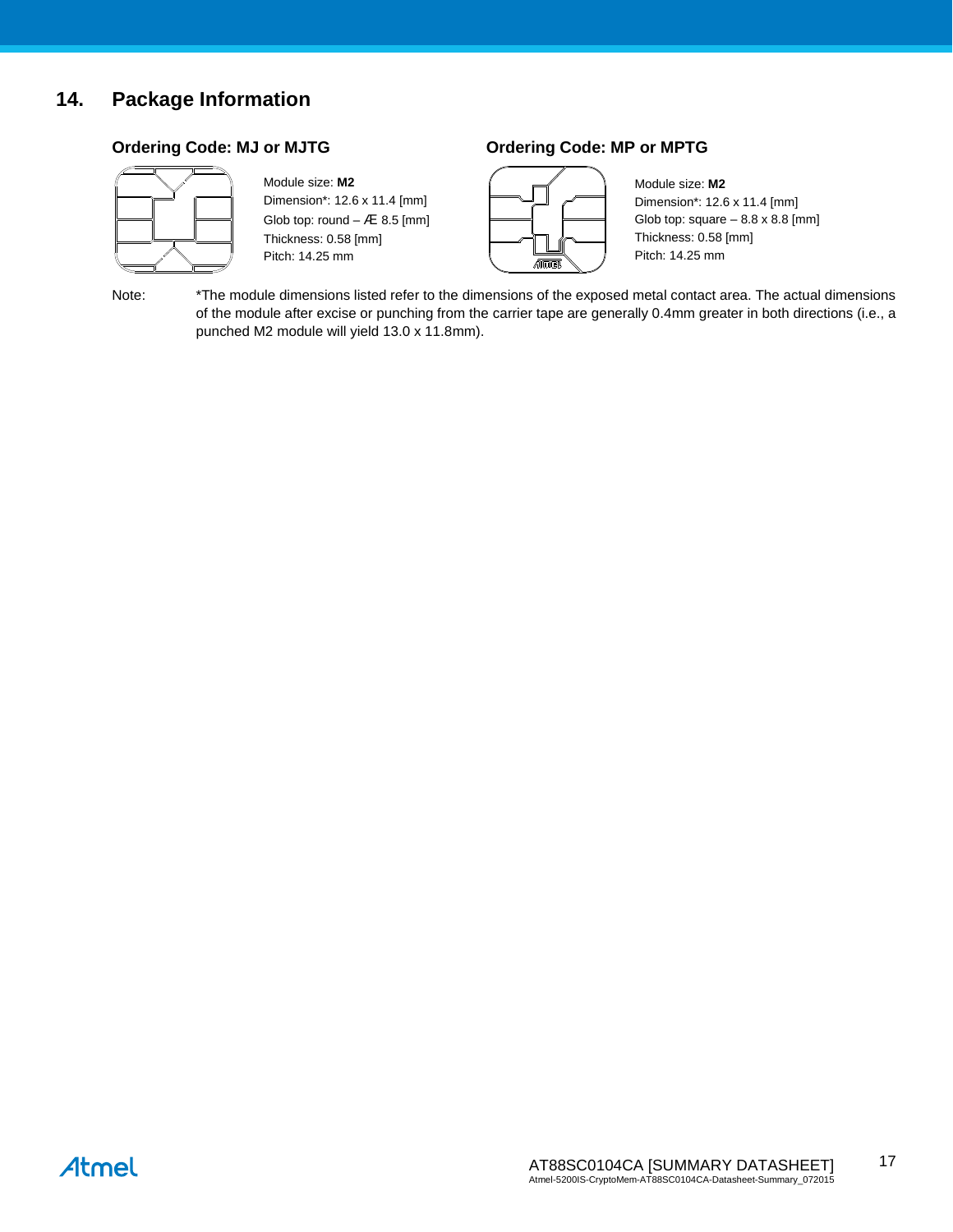## 14. Package Information

### Ordering Code: MJ or MJTG

Module size: **M2**
Dimension*: 12.6 x 11.4 [mm]
Glob top: round – Æ 8.5 [mm]
Thickness: 0.58 [mm]
Pitch: 14.25 mm

### Ordering Code: MP or MPTG

Module size: **M2**
Dimension*: 12.6 x 11.4 [mm]
Glob top: square – 8.8 x 8.8 [mm]
Thickness: 0.58 [mm]
Pitch: 14.25 mm

Note: *The module dimensions listed refer to the dimensions of the exposed metal contact area. The actual dimensions of the module after excise or punching from the carrier tape are generally 0.4mm greater in both directions (i.e., a punched M2 module will yield 13.0 x 11.8mm).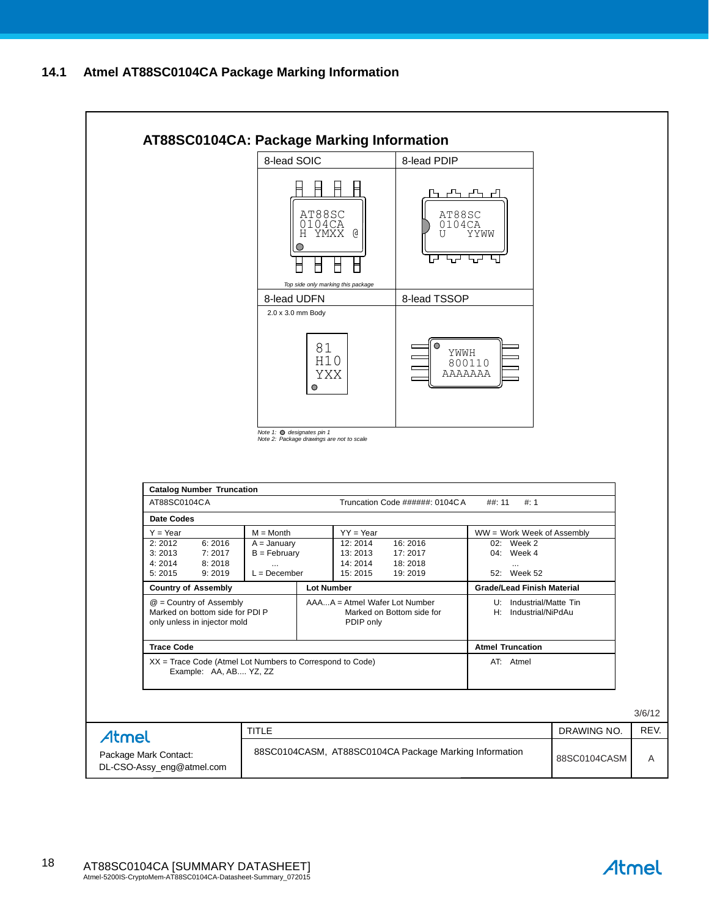## 14.1 Atmel AT88SC0104CA Package Marking Information

### AT88SC0104CA: Package Marking Information

| 8-lead SOIC | 8-lead PDIP |
|---|---|
| AT88SC<br>0104CA<br>H YMXX @<br>*Top side only marking this package* | AT88SC<br>0104CA<br>U YYWW |

| 8-lead UDFN | 8-lead TSSOP |
|---|---|
| 2.0 x 3.0 mm Body<br>81<br>H10<br>YXX | YWWH<br>800110<br>AAAAAAA |

*Note 1: ● designates pin 1*
*Note 2: Package drawings are not to scale*

**Catalog Number Truncation**

AT88SC0104CA — Truncation Code ######: 0104CA — ##: 11 #: 1

**Date Codes**

| Y = Year | | M = Month | YY = Year | | WW = Work Week of Assembly |
|---|---|---|---|---|---|
| 2: 2012 | 6: 2016 | A = January | 12: 2014 | 16: 2016 | 02: Week 2 |
| 3: 2013 | 7: 2017 | B = February | 13: 2013 | 17: 2017 | 04: Week 4 |
| 4: 2014 | 8: 2018 | ... | 14: 2014 | 18: 2018 | ... |
| 5: 2015 | 9: 2019 | L = December | 15: 2015 | 19: 2019 | 52: Week 52 |

| Country of Assembly | Lot Number | Grade/Lead Finish Material |
|---|---|---|
| @ = Country of Assembly<br>Marked on bottom side for PDI P only unless in injector mold | AAA...A = Atmel Wafer Lot Number<br>Marked on Bottom side for PDIP only | U: Industrial/Matte Tin<br>H: Industrial/NiPdAu |

| Trace Code | Atmel Truncation |
|---|---|
| XX = Trace Code (Atmel Lot Numbers to Correspond to Code)<br>Example: AA, AB.... YZ, ZZ | AT: Atmel |

3/6/12

| Atmel<br>Package Mark Contact:<br>DL-CSO-Assy_eng@atmel.com | TITLE<br>88SC0104CASM, AT88SC0104CA Package Marking Information | DRAWING NO.<br>88SC0104CASM | REV.<br>A |
|---|---|---|---|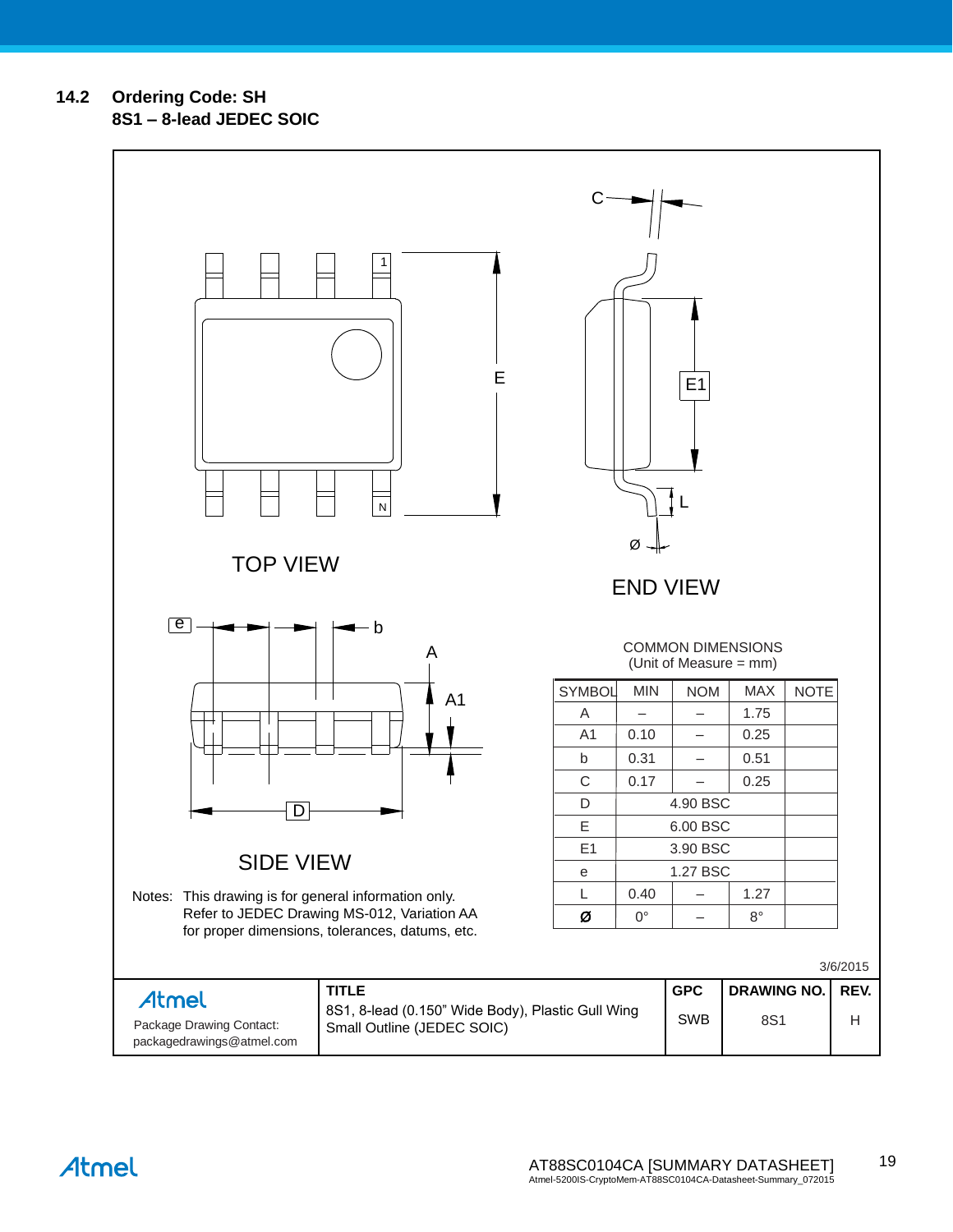## 14.2 Ordering Code: SH
**8S1 – 8-lead JEDEC SOIC**

TOP VIEW

END VIEW

SIDE VIEW

COMMON DIMENSIONS
(Unit of Measure = mm)

| SYMBOL | MIN | NOM | MAX | NOTE |
|---|---|---|---|---|
| A | – | – | 1.75 | |
| A1 | 0.10 | – | 0.25 | |
| b | 0.31 | – | 0.51 | |
| C | 0.17 | – | 0.25 | |
| D | | 4.90 BSC | | |
| E | | 6.00 BSC | | |
| E1 | | 3.90 BSC | | |
| e | | 1.27 BSC | | |
| L | 0.40 | – | 1.27 | |
| Ø | 0° | – | 8° | |

Notes: This drawing is for general information only. Refer to JEDEC Drawing MS-012, Variation AA for proper dimensions, tolerances, datums, etc.

3/6/2015

| Atmel<br>Package Drawing Contact:<br>packagedrawings@atmel.com | **TITLE**<br>8S1, 8-lead (0.150" Wide Body), Plastic Gull Wing Small Outline (JEDEC SOIC) | **GPC**<br>SWB | **DRAWING NO.**<br>8S1 | **REV.**<br>H |
|---|---|---|---|---|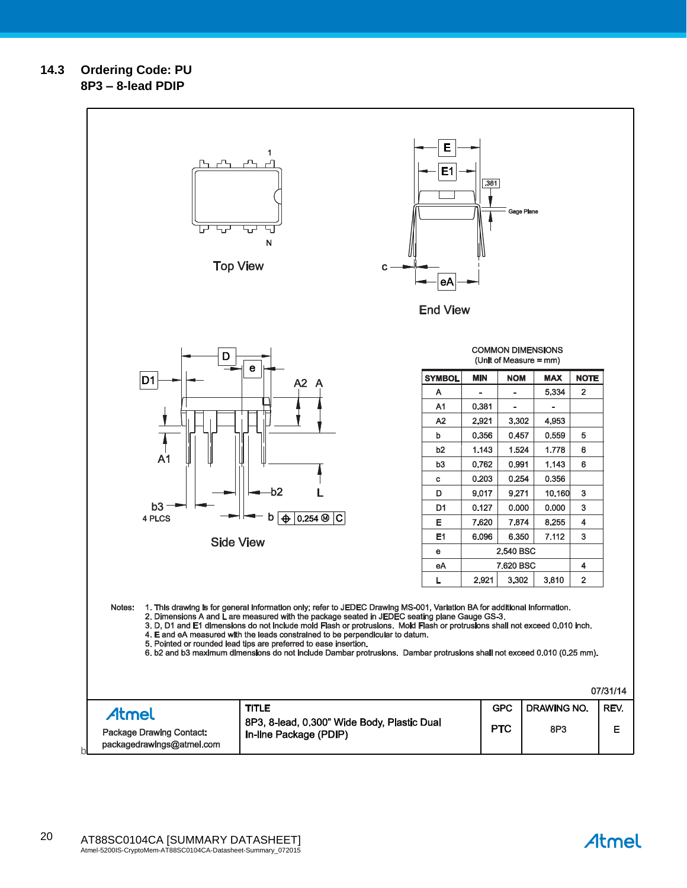## 14.3 Ordering Code: PU

### 8P3 – 8-lead PDIP

Top View

End View

Side View

COMMON DIMENSIONS
(Unit of Measure = mm)

| SYMBOL | MIN | NOM | MAX | NOTE |
|---|---|---|---|---|
| A | - | - | 5.334 | 2 |
| A1 | 0.381 | - | - | |
| A2 | 2.921 | 3.302 | 4.953 | |
| b | 0.356 | 0.457 | 0.559 | 5 |
| b2 | 1.143 | 1.524 | 1.778 | 6 |
| b3 | 0.762 | 0.991 | 1.143 | 6 |
| c | 0.203 | 0.254 | 0.356 | |
| D | 9.017 | 9.271 | 10.160 | 3 |
| D1 | 0.127 | 0.000 | 0.000 | 3 |
| E | 7.620 | 7.874 | 8.255 | 4 |
| E1 | 6.096 | 6.350 | 7.112 | 3 |
| e | | 2.540 BSC | | |
| eA | | 7.620 BSC | | 4 |
| L | 2.921 | 3.302 | 3.810 | 2 |

Notes:
1. This drawing is for general information only; refer to JEDEC Drawing MS-001, Variation BA for additional information.
2. Dimensions A and L are measured with the package seated in JEDEC seating plane Gauge GS-3.
3. D, D1 and E1 dimensions do not include mold Flash or protrusions. Mold Flash or protrusions shall not exceed 0.010 inch.
4. E and eA measured with the leads constrained to be perpendicular to datum.
5. Pointed or rounded lead tips are preferred to ease insertion.
6. b2 and b3 maximum dimensions do not include Dambar protrusions. Dambar protrusions shall not exceed 0.010 (0.25 mm).

07/31/14

| Atmel Package Drawing Contact: packagedrawings@atmel.com | TITLE 8P3, 8-lead, 0.300" Wide Body, Plastic Dual In-line Package (PDIP) | GPC PTC | DRAWING NO. 8P3 | REV. E |
|---|---|---|---|---|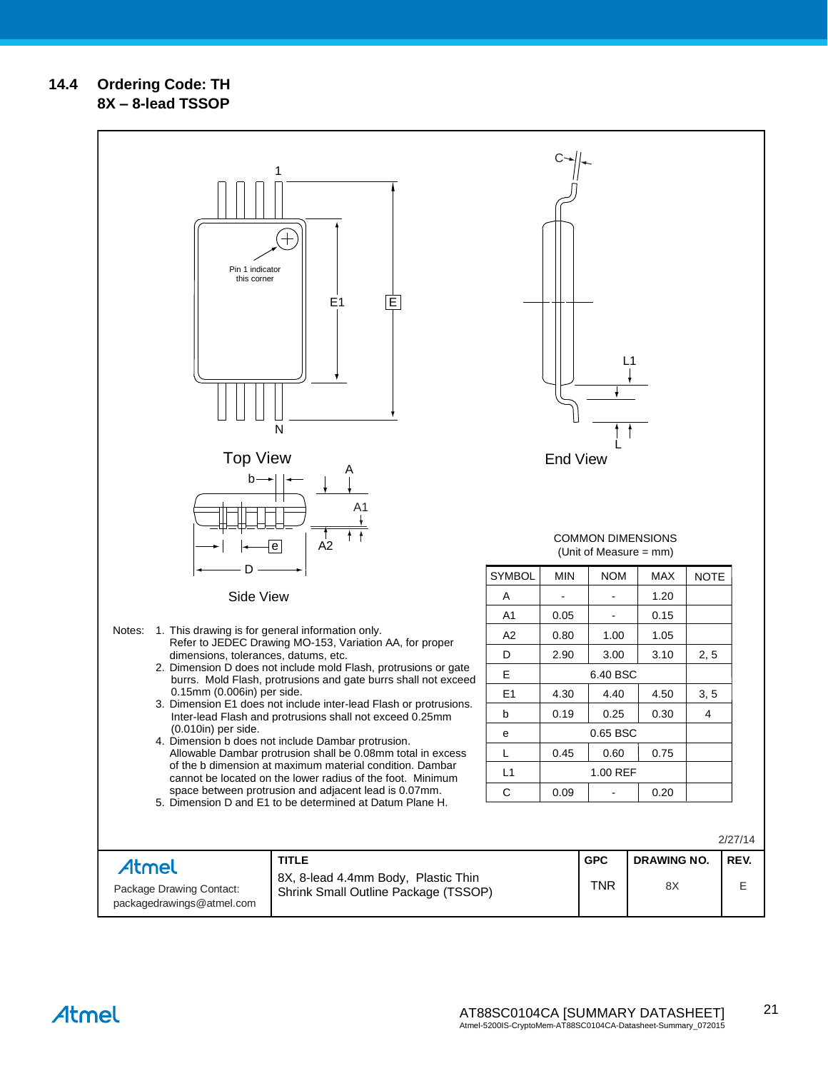## 14.4 Ordering Code: TH
## 8X – 8-lead TSSOP

Top View

Pin 1 indicator this corner

End View

Side View

COMMON DIMENSIONS
(Unit of Measure = mm)

| SYMBOL | MIN | NOM | MAX | NOTE |
|---|---|---|---|---|
| A | - | - | 1.20 | |
| A1 | 0.05 | - | 0.15 | |
| A2 | 0.80 | 1.00 | 1.05 | |
| D | 2.90 | 3.00 | 3.10 | 2, 5 |
| E | | 6.40 BSC | | |
| E1 | 4.30 | 4.40 | 4.50 | 3, 5 |
| b | 0.19 | 0.25 | 0.30 | 4 |
| e | | 0.65 BSC | | |
| L | 0.45 | 0.60 | 0.75 | |
| L1 | | 1.00 REF | | |
| C | 0.09 | - | 0.20 | |

Notes:
1. This drawing is for general information only. Refer to JEDEC Drawing MO-153, Variation AA, for proper dimensions, tolerances, datums, etc.
2. Dimension D does not include mold Flash, protrusions or gate burrs. Mold Flash, protrusions and gate burrs shall not exceed 0.15mm (0.006in) per side.
3. Dimension E1 does not include inter-lead Flash or protrusions. Inter-lead Flash and protrusions shall not exceed 0.25mm (0.010in) per side.
4. Dimension b does not include Dambar protrusion. Allowable Dambar protrusion shall be 0.08mm total in excess of the b dimension at maximum material condition. Dambar cannot be located on the lower radius of the foot. Minimum space between protrusion and adjacent lead is 0.07mm.
5. Dimension D and E1 to be determined at Datum Plane H.

2/27/14

| Atmel | TITLE | GPC | DRAWING NO. | REV. |
|---|---|---|---|---|
| Package Drawing Contact: packagedrawings@atmel.com | 8X, 8-lead 4.4mm Body, Plastic Thin Shrink Small Outline Package (TSSOP) | TNR | 8X | E |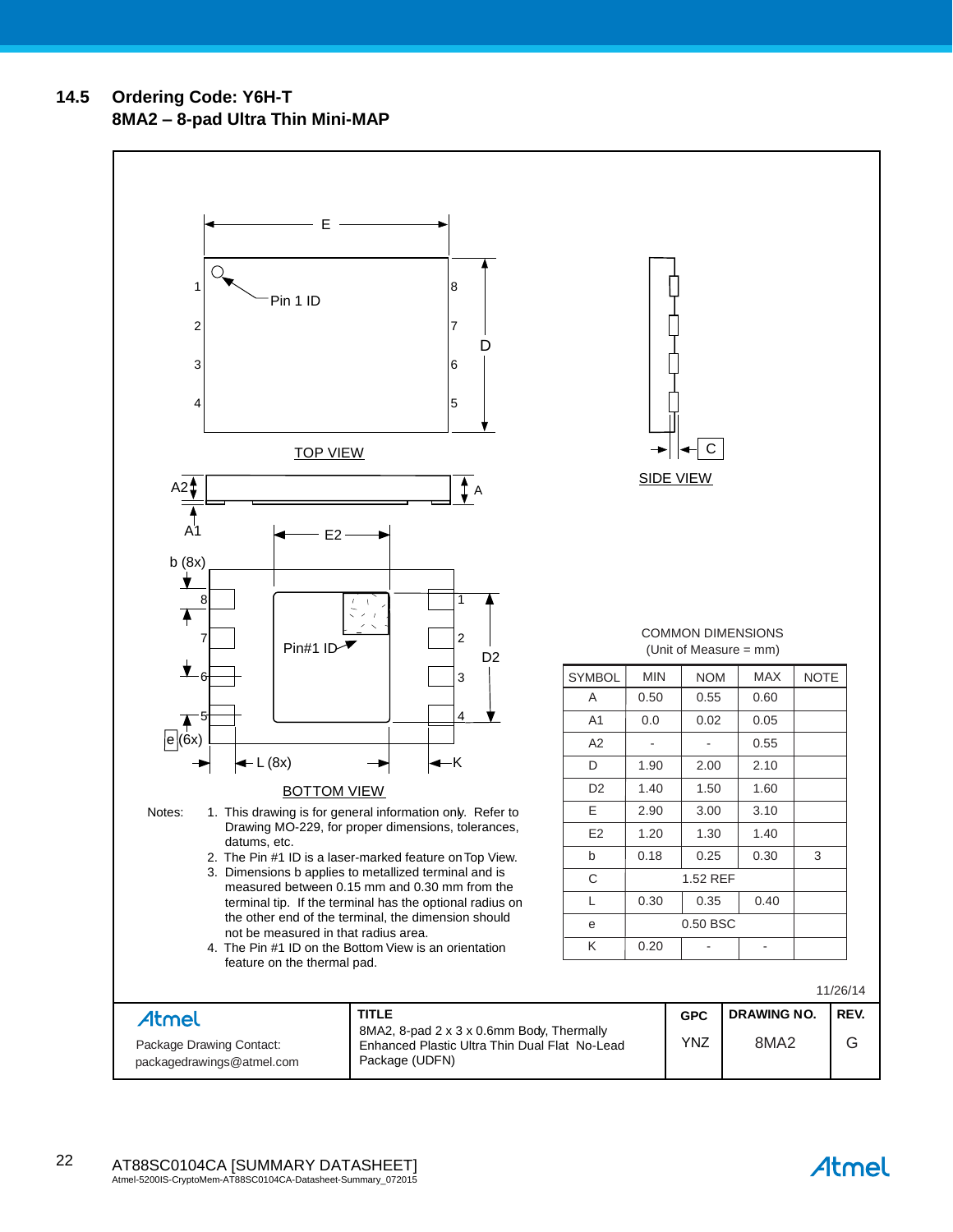## 14.5 Ordering Code: Y6H-T

### 8MA2 – 8-pad Ultra Thin Mini-MAP

TOP VIEW

SIDE VIEW

BOTTOM VIEW

Notes:
1. This drawing is for general information only. Refer to Drawing MO-229, for proper dimensions, tolerances, datums, etc.
2. The Pin #1 ID is a laser-marked feature on Top View.
3. Dimensions b applies to metallized terminal and is measured between 0.15 mm and 0.30 mm from the terminal tip. If the terminal has the optional radius on the other end of the terminal, the dimension should not be measured in that radius area.
4. The Pin #1 ID on the Bottom View is an orientation feature on the thermal pad.

COMMON DIMENSIONS
(Unit of Measure = mm)

| SYMBOL | MIN | NOM | MAX | NOTE |
|---|---|---|---|---|
| A | 0.50 | 0.55 | 0.60 | |
| A1 | 0.0 | 0.02 | 0.05 | |
| A2 | - | - | 0.55 | |
| D | 1.90 | 2.00 | 2.10 | |
| D2 | 1.40 | 1.50 | 1.60 | |
| E | 2.90 | 3.00 | 3.10 | |
| E2 | 1.20 | 1.30 | 1.40 | |
| b | 0.18 | 0.25 | 0.30 | 3 |
| C | | 1.52 REF | | |
| L | 0.30 | 0.35 | 0.40 | |
| e | | 0.50 BSC | | |
| K | 0.20 | - | - | |

11/26/14

| Atmel<br>Package Drawing Contact:<br>packagedrawings@atmel.com | TITLE<br>8MA2, 8-pad 2 x 3 x 0.6mm Body, Thermally Enhanced Plastic Ultra Thin Dual Flat No-Lead Package (UDFN) | GPC<br>YNZ | DRAWING NO.<br>8MA2 | REV.<br>G |
|---|---|---|---|---|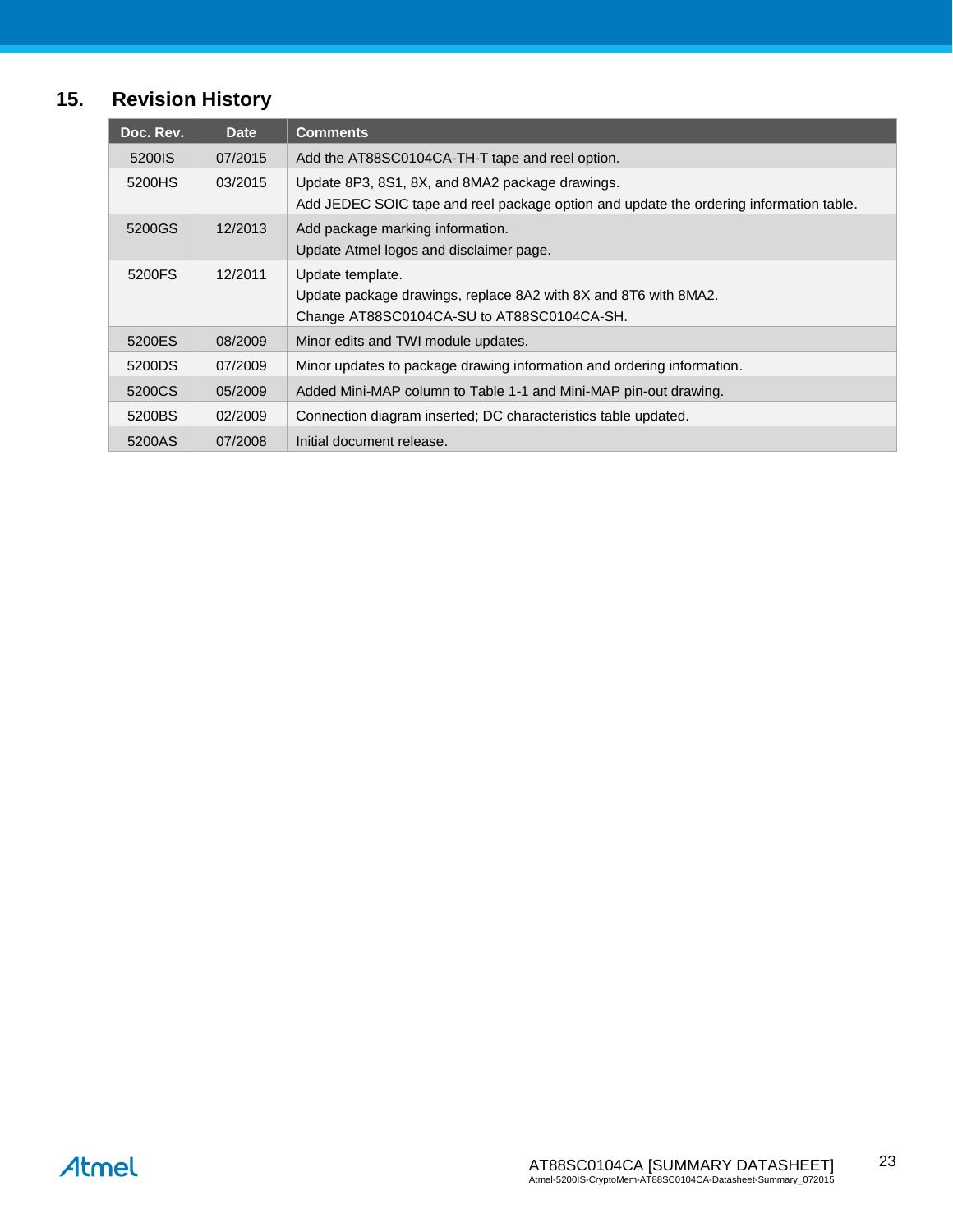## 15. Revision History

| Doc. Rev. | Date | Comments |
|---|---|---|
| 5200IS | 07/2015 | Add the AT88SC0104CA-TH-T tape and reel option. |
| 5200HS | 03/2015 | Update 8P3, 8S1, 8X, and 8MA2 package drawings.<br>Add JEDEC SOIC tape and reel package option and update the ordering information table. |
| 5200GS | 12/2013 | Add package marking information.<br>Update Atmel logos and disclaimer page. |
| 5200FS | 12/2011 | Update template.<br>Update package drawings, replace 8A2 with 8X and 8T6 with 8MA2.<br>Change AT88SC0104CA-SU to AT88SC0104CA-SH. |
| 5200ES | 08/2009 | Minor edits and TWI module updates. |
| 5200DS | 07/2009 | Minor updates to package drawing information and ordering information. |
| 5200CS | 05/2009 | Added Mini-MAP column to Table 1-1 and Mini-MAP pin-out drawing. |
| 5200BS | 02/2009 | Connection diagram inserted; DC characteristics table updated. |
| 5200AS | 07/2008 | Initial document release. |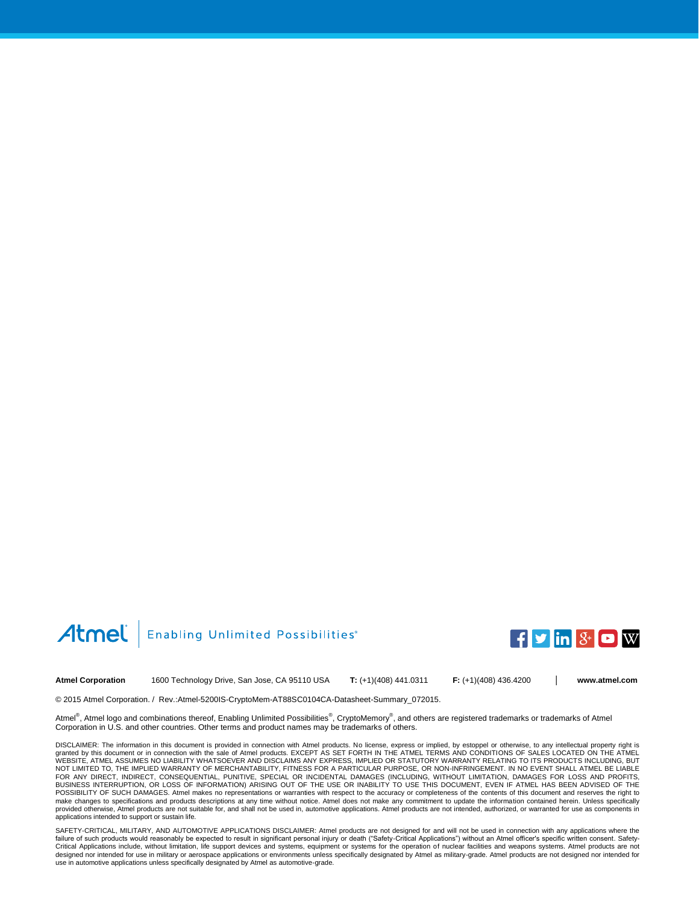Atmel | Enabling Unlimited Possibilities®

**Atmel Corporation** 1600 Technology Drive, San Jose, CA 95110 USA **T:** (+1)(408) 441.0311 **F:** (+1)(408) 436.4200 | **www.atmel.com**

© 2015 Atmel Corporation. / Rev.:Atmel-5200IS-CryptoMem-AT88SC0104CA-Datasheet-Summary_072015.

Atmel®, Atmel logo and combinations thereof, Enabling Unlimited Possibilities®, CryptoMemory®, and others are registered trademarks or trademarks of Atmel Corporation in U.S. and other countries. Other terms and product names may be trademarks of others.

DISCLAIMER: The information in this document is provided in connection with Atmel products. No license, express or implied, by estoppel or otherwise, to any intellectual property right is granted by this document or in connection with the sale of Atmel products. EXCEPT AS SET FORTH IN THE ATMEL TERMS AND CONDITIONS OF SALES LOCATED ON THE ATMEL WEBSITE, ATMEL ASSUMES NO LIABILITY WHATSOEVER AND DISCLAIMS ANY EXPRESS, IMPLIED OR STATUTORY WARRANTY RELATING TO ITS PRODUCTS INCLUDING, BUT NOT LIMITED TO, THE IMPLIED WARRANTY OF MERCHANTABILITY, FITNESS FOR A PARTICULAR PURPOSE, OR NON-INFRINGEMENT. IN NO EVENT SHALL ATMEL BE LIABLE FOR ANY DIRECT, INDIRECT, CONSEQUENTIAL, PUNITIVE, SPECIAL OR INCIDENTAL DAMAGES (INCLUDING, WITHOUT LIMITATION, DAMAGES FOR LOSS AND PROFITS, BUSINESS INTERRUPTION, OR LOSS OF INFORMATION) ARISING OUT OF THE USE OR INABILITY TO USE THIS DOCUMENT, EVEN IF ATMEL HAS BEEN ADVISED OF THE POSSIBILITY OF SUCH DAMAGES. Atmel makes no representations or warranties with respect to the accuracy or completeness of the contents of this document and reserves the right to make changes to specifications and products descriptions at any time without notice. Atmel does not make any commitment to update the information contained herein. Unless specifically provided otherwise, Atmel products are not suitable for, and shall not be used in, automotive applications. Atmel products are not intended, authorized, or warranted for use as components in applications intended to support or sustain life.

SAFETY-CRITICAL, MILITARY, AND AUTOMOTIVE APPLICATIONS DISCLAIMER: Atmel products are not designed for and will not be used in connection with any applications where the failure of such products would reasonably be expected to result in significant personal injury or death ("Safety-Critical Applications") without an Atmel officer's specific written consent. Safety-Critical Applications include, without limitation, life support devices and systems, equipment or systems for the operation of nuclear facilities and weapons systems. Atmel products are not designed nor intended for use in military or aerospace applications or environments unless specifically designated by Atmel as military-grade. Atmel products are not designed nor intended for use in automotive applications unless specifically designated by Atmel as automotive-grade.